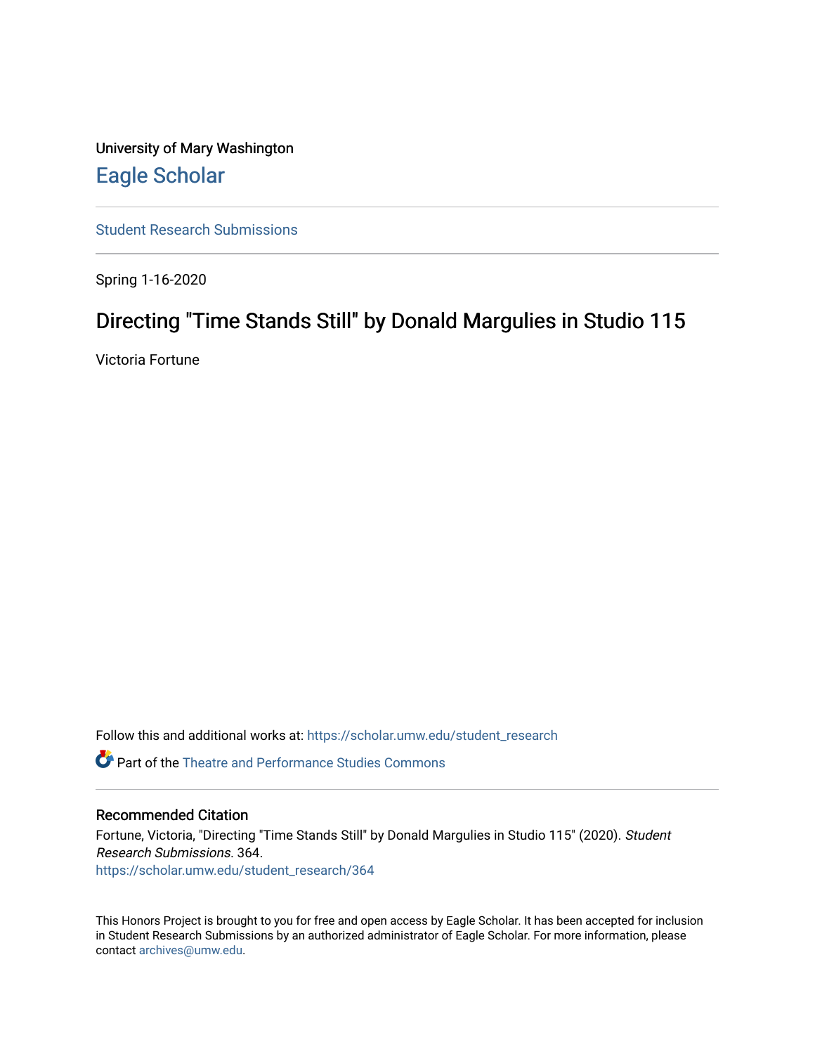University of Mary Washington

# Eagle Scholar

Student Research Submissions

Spring 1-16-2020

## Directing "Time Stands Still" by Donald Margulies in Studio 115

Victoria Fortune

Follow this and additional works at: https://scholar.umw.edu/student_research

Part of the Theatre and Performance Studies Commons

### Recommended Citation

Fortune, Victoria, "Directing "Time Stands Still" by Donald Margulies in Studio 115" (2020). *Student Research Submissions*. 364.
https://scholar.umw.edu/student_research/364

This Honors Project is brought to you for free and open access by Eagle Scholar. It has been accepted for inclusion in Student Research Submissions by an authorized administrator of Eagle Scholar. For more information, please contact archives@umw.edu.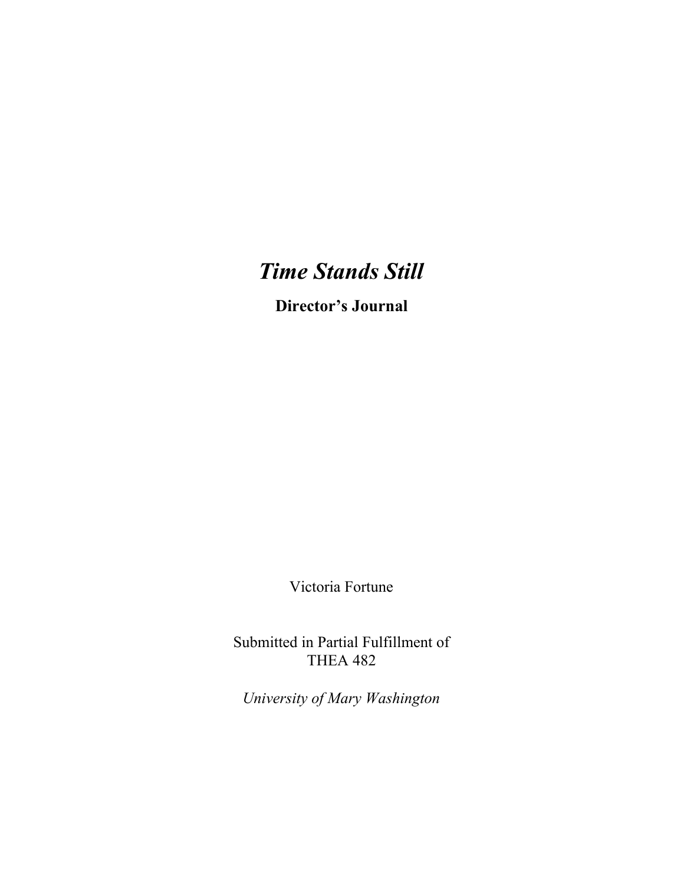# *Time Stands Still*

**Director's Journal**

Victoria Fortune

Submitted in Partial Fulfillment of
THEA 482

*University of Mary Washington*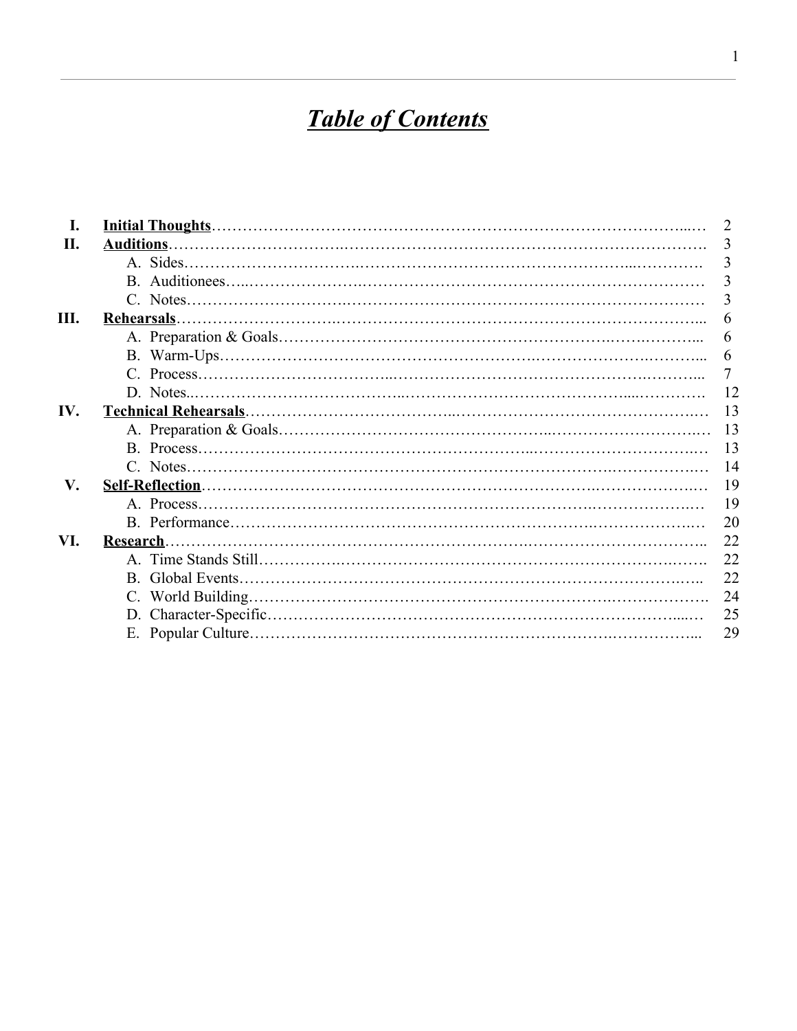# ***Table of Contents***

| | | |
|---|---|---|
| **I.** | **Initial Thoughts** | 2 |
| **II.** | **Auditions** | 3 |
| | A. Sides | 3 |
| | B. Auditionees | 3 |
| | C. Notes | 3 |
| **III.** | **Rehearsals** | 6 |
| | A. Preparation & Goals | 6 |
| | B. Warm-Ups | 6 |
| | C. Process | 7 |
| | D. Notes | 12 |
| **IV.** | **Technical Rehearsals** | 13 |
| | A. Preparation & Goals | 13 |
| | B. Process | 13 |
| | C. Notes | 14 |
| **V.** | **Self-Reflection** | 19 |
| | A. Process | 19 |
| | B. Performance | 20 |
| **VI.** | **Research** | 22 |
| | A. Time Stands Still | 22 |
| | B. Global Events | 22 |
| | C. World Building | 24 |
| | D. Character-Specific | 25 |
| | E. Popular Culture | 29 |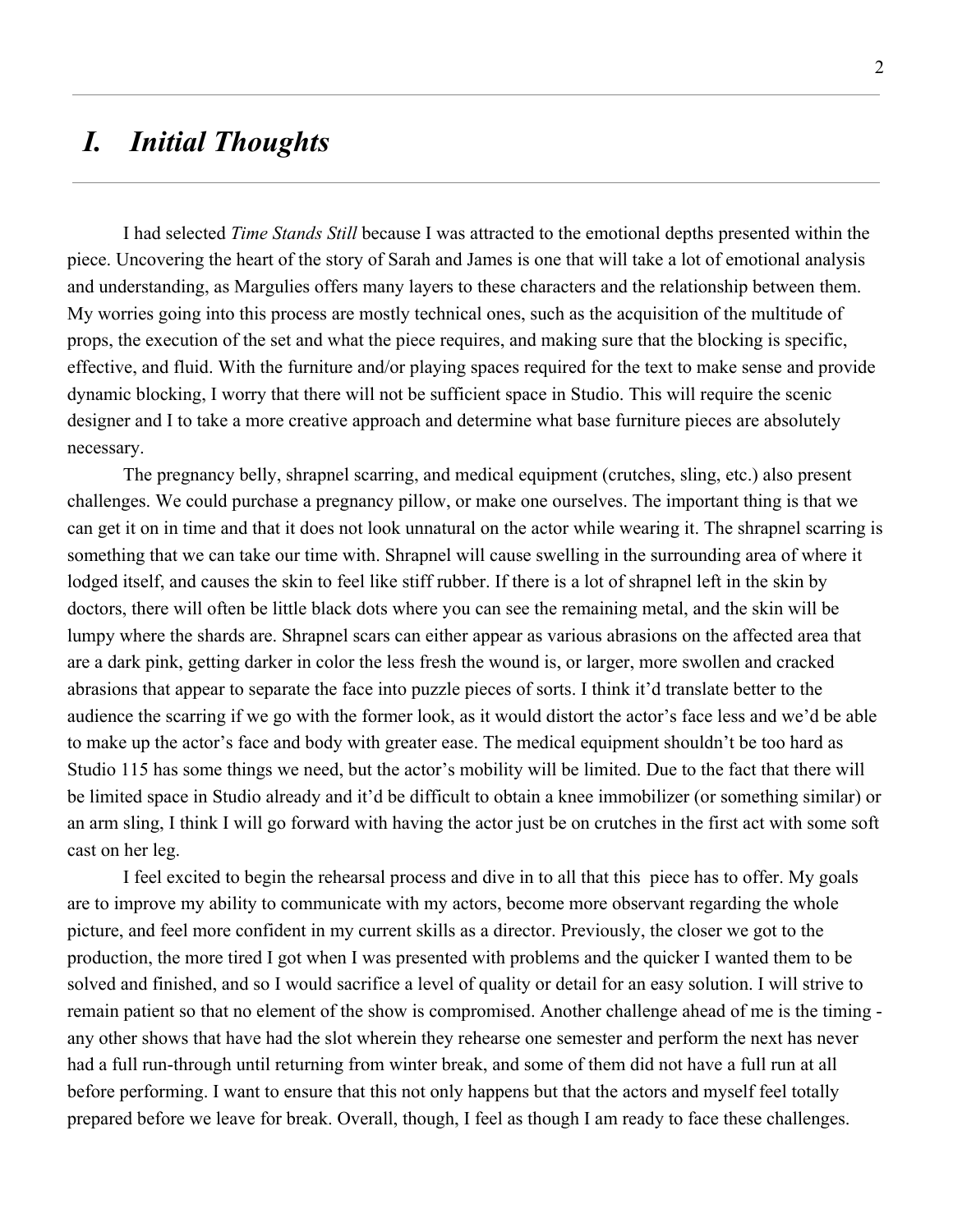# *I. Initial Thoughts*

I had selected *Time Stands Still* because I was attracted to the emotional depths presented within the piece. Uncovering the heart of the story of Sarah and James is one that will take a lot of emotional analysis and understanding, as Margulies offers many layers to these characters and the relationship between them. My worries going into this process are mostly technical ones, such as the acquisition of the multitude of props, the execution of the set and what the piece requires, and making sure that the blocking is specific, effective, and fluid. With the furniture and/or playing spaces required for the text to make sense and provide dynamic blocking, I worry that there will not be sufficient space in Studio. This will require the scenic designer and I to take a more creative approach and determine what base furniture pieces are absolutely necessary.

The pregnancy belly, shrapnel scarring, and medical equipment (crutches, sling, etc.) also present challenges. We could purchase a pregnancy pillow, or make one ourselves. The important thing is that we can get it on in time and that it does not look unnatural on the actor while wearing it. The shrapnel scarring is something that we can take our time with. Shrapnel will cause swelling in the surrounding area of where it lodged itself, and causes the skin to feel like stiff rubber. If there is a lot of shrapnel left in the skin by doctors, there will often be little black dots where you can see the remaining metal, and the skin will be lumpy where the shards are. Shrapnel scars can either appear as various abrasions on the affected area that are a dark pink, getting darker in color the less fresh the wound is, or larger, more swollen and cracked abrasions that appear to separate the face into puzzle pieces of sorts. I think it'd translate better to the audience the scarring if we go with the former look, as it would distort the actor's face less and we'd be able to make up the actor's face and body with greater ease. The medical equipment shouldn't be too hard as Studio 115 has some things we need, but the actor's mobility will be limited. Due to the fact that there will be limited space in Studio already and it'd be difficult to obtain a knee immobilizer (or something similar) or an arm sling, I think I will go forward with having the actor just be on crutches in the first act with some soft cast on her leg.

I feel excited to begin the rehearsal process and dive in to all that this piece has to offer. My goals are to improve my ability to communicate with my actors, become more observant regarding the whole picture, and feel more confident in my current skills as a director. Previously, the closer we got to the production, the more tired I got when I was presented with problems and the quicker I wanted them to be solved and finished, and so I would sacrifice a level of quality or detail for an easy solution. I will strive to remain patient so that no element of the show is compromised. Another challenge ahead of me is the timing - any other shows that have had the slot wherein they rehearse one semester and perform the next has never had a full run-through until returning from winter break, and some of them did not have a full run at all before performing. I want to ensure that this not only happens but that the actors and myself feel totally prepared before we leave for break. Overall, though, I feel as though I am ready to face these challenges.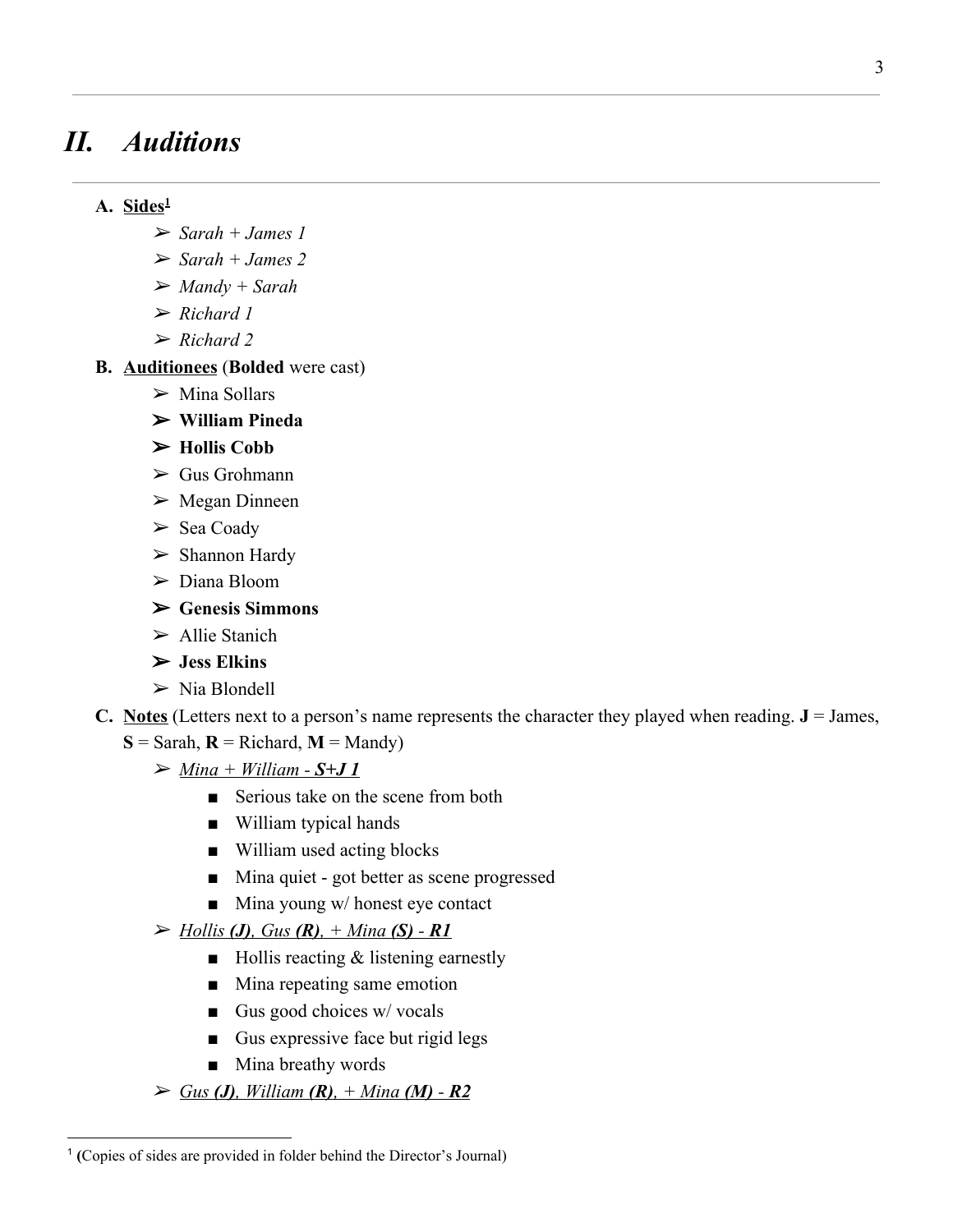## *II. Auditions*

**A. <u>Sides</u>[1]**

- *Sarah + James 1*
- *Sarah + James 2*
- *Mandy + Sarah*
- *Richard 1*
- *Richard 2*

**B. <u>Auditionees</u>** (**Bolded** were cast)

- Mina Sollars
- **William Pineda**
- **Hollis Cobb**
- Gus Grohmann
- Megan Dinneen
- Sea Coady
- Shannon Hardy
- Diana Bloom
- **Genesis Simmons**
- Allie Stanich
- **Jess Elkins**
- Nia Blondell

**C. <u>Notes</u>** (Letters next to a person's name represents the character they played when reading. **J** = James, **S** = Sarah, **R** = Richard, **M** = Mandy)

- *<u>Mina + William - **S+J 1**</u>*
  - Serious take on the scene from both
  - William typical hands
  - William used acting blocks
  - Mina quiet - got better as scene progressed
  - Mina young w/ honest eye contact
- *<u>Hollis **(J)**, Gus **(R)**, + Mina **(S)** - **R1**</u>*
  - Hollis reacting & listening earnestly
  - Mina repeating same emotion
  - Gus good choices w/ vocals
  - Gus expressive face but rigid legs
  - Mina breathy words
- *<u>Gus **(J)**, William **(R)**, + Mina **(M)** - **R2**</u>*

---

[1] **(**Copies of sides are provided in folder behind the Director's Journal)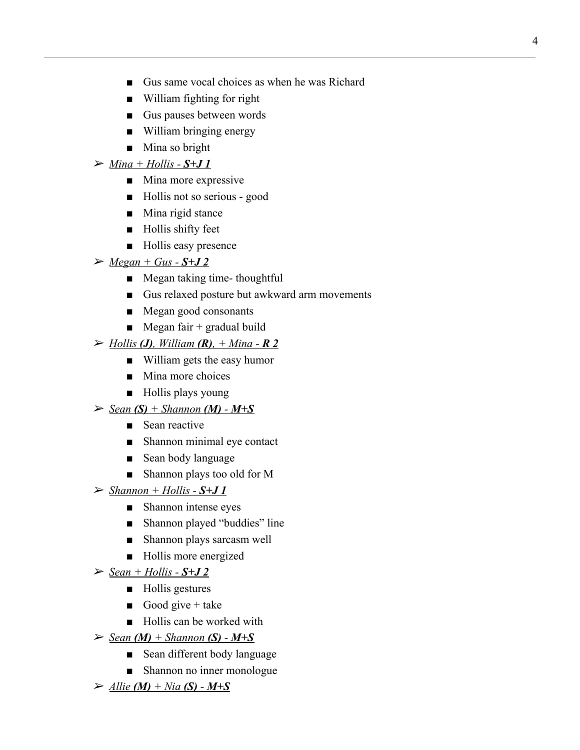- Gus same vocal choices as when he was Richard
    - William fighting for right
    - Gus pauses between words
    - William bringing energy
    - Mina so bright
- *<u>Mina + Hollis - **S+J 1**</u>*
    - Mina more expressive
    - Hollis not so serious - good
    - Mina rigid stance
    - Hollis shifty feet
    - Hollis easy presence
- *<u>Megan + Gus - **S+J 2**</u>*
    - Megan taking time- thoughtful
    - Gus relaxed posture but awkward arm movements
    - Megan good consonants
    - Megan fair + gradual build
- *<u>Hollis **(J)**, William **(R)**, + Mina - **R 2**</u>*
    - William gets the easy humor
    - Mina more choices
    - Hollis plays young
- *<u>Sean **(S)** + Shannon **(M)** - **M+S**</u>*
    - Sean reactive
    - Shannon minimal eye contact
    - Sean body language
    - Shannon plays too old for M
- *<u>Shannon + Hollis - **S+J 1**</u>*
    - Shannon intense eyes
    - Shannon played "buddies" line
    - Shannon plays sarcasm well
    - Hollis more energized
- *<u>Sean + Hollis - **S+J 2**</u>*
    - Hollis gestures
    - Good give + take
    - Hollis can be worked with
- *<u>Sean **(M)** + Shannon **(S)** - **M+S**</u>*
    - Sean different body language
    - Shannon no inner monologue
- *<u>Allie **(M)** + Nia **(S)** - **M+S**</u>*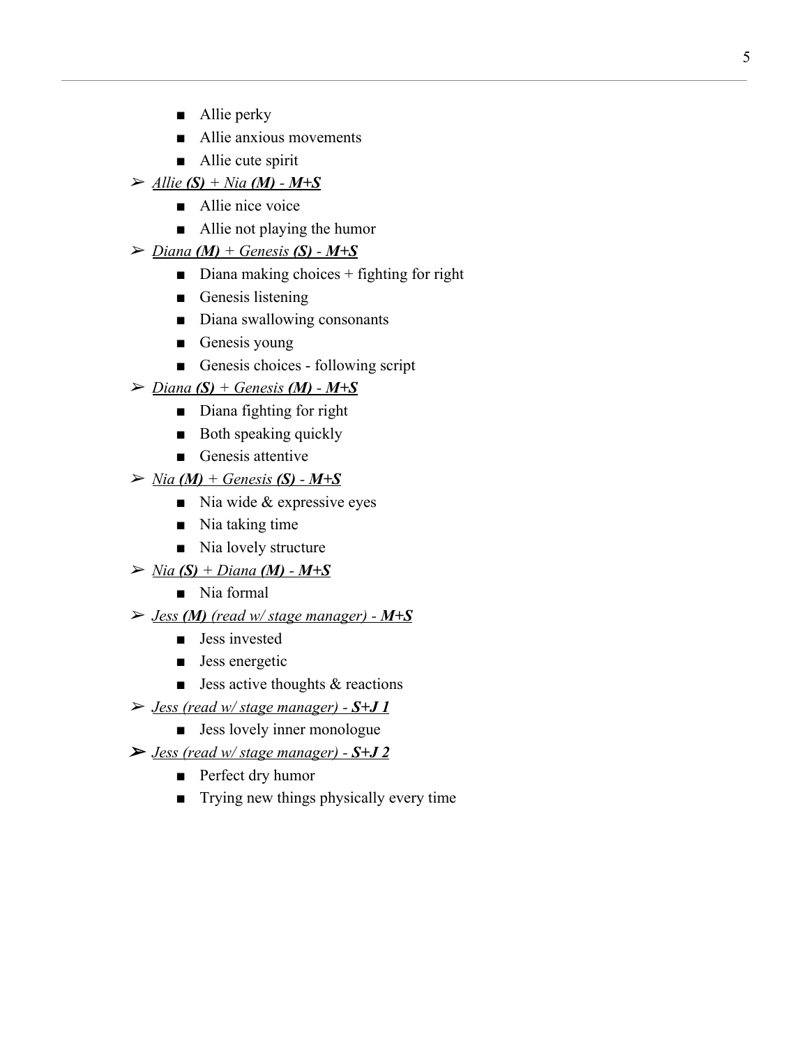- Allie perky
    - Allie anxious movements
    - Allie cute spirit
- *<u>Allie **(S)** + Nia **(M)** - **M+S**</u>*
    - Allie nice voice
    - Allie not playing the humor
- *<u>Diana **(M)** + Genesis **(S)** - **M+S**</u>*
    - Diana making choices + fighting for right
    - Genesis listening
    - Diana swallowing consonants
    - Genesis young
    - Genesis choices - following script
- *<u>Diana **(S)** + Genesis **(M)** - **M+S**</u>*
    - Diana fighting for right
    - Both speaking quickly
    - Genesis attentive
- *<u>Nia **(M)** + Genesis **(S)** - **M+S**</u>*
    - Nia wide & expressive eyes
    - Nia taking time
    - Nia lovely structure
- *<u>Nia **(S)** + Diana **(M)** - **M+S**</u>*
    - Nia formal
- *<u>Jess **(M)** (read w/ stage manager) - **M+S**</u>*
    - Jess invested
    - Jess energetic
    - Jess active thoughts & reactions
- *<u>Jess (read w/ stage manager) - **S+J 1**</u>*
    - Jess lovely inner monologue
- *<u>Jess (read w/ stage manager) - **S+J 2**</u>*
    - Perfect dry humor
    - Trying new things physically every time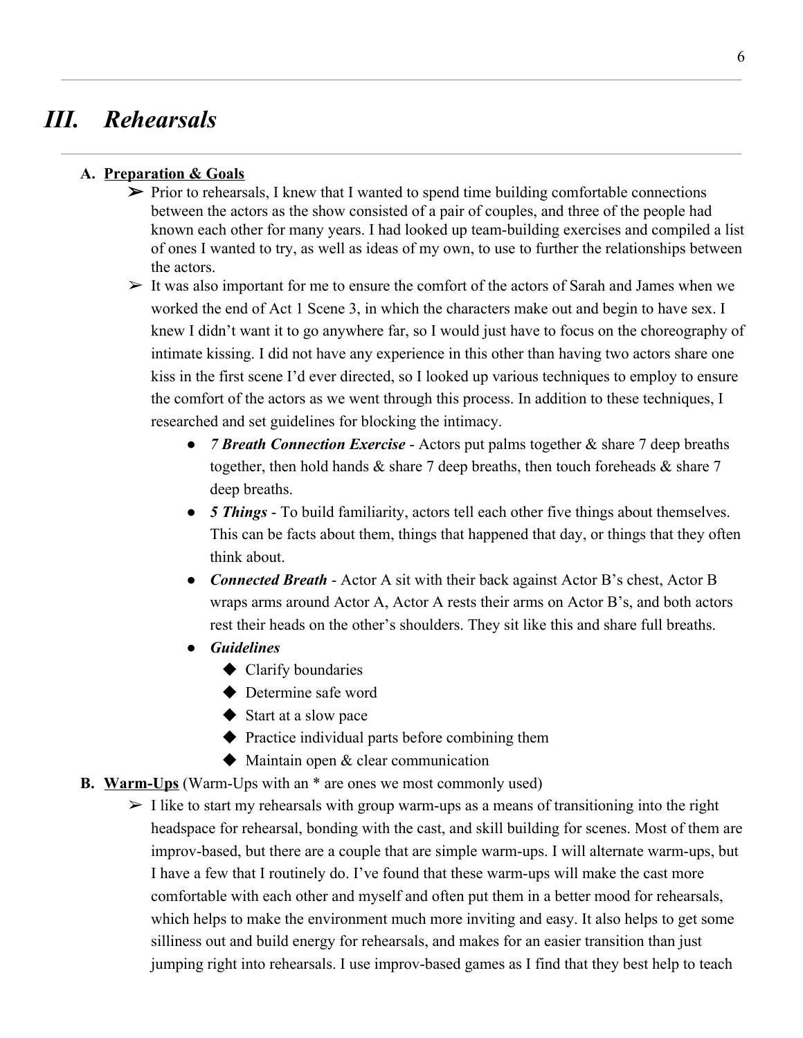# III. *Rehearsals*

**A. Preparation & Goals**

➢ Prior to rehearsals, I knew that I wanted to spend time building comfortable connections between the actors as the show consisted of a pair of couples, and three of the people had known each other for many years. I had looked up team-building exercises and compiled a list of ones I wanted to try, as well as ideas of my own, to use to further the relationships between the actors.

➢ It was also important for me to ensure the comfort of the actors of Sarah and James when we worked the end of Act 1 Scene 3, in which the characters make out and begin to have sex. I knew I didn't want it to go anywhere far, so I would just have to focus on the choreography of intimate kissing. I did not have any experience in this other than having two actors share one kiss in the first scene I'd ever directed, so I looked up various techniques to employ to ensure the comfort of the actors as we went through this process. In addition to these techniques, I researched and set guidelines for blocking the intimacy.

- ***7 Breath Connection Exercise*** - Actors put palms together & share 7 deep breaths together, then hold hands & share 7 deep breaths, then touch foreheads & share 7 deep breaths.
- ***5 Things*** - To build familiarity, actors tell each other five things about themselves. This can be facts about them, things that happened that day, or things that they often think about.
- ***Connected Breath*** - Actor A sit with their back against Actor B's chest, Actor B wraps arms around Actor A, Actor A rests their arms on Actor B's, and both actors rest their heads on the other's shoulders. They sit like this and share full breaths.
- ***Guidelines***
  - Clarify boundaries
  - Determine safe word
  - Start at a slow pace
  - Practice individual parts before combining them
  - Maintain open & clear communication

**B. Warm-Ups** (Warm-Ups with an * are ones we most commonly used)

➢ I like to start my rehearsals with group warm-ups as a means of transitioning into the right headspace for rehearsal, bonding with the cast, and skill building for scenes. Most of them are improv-based, but there are a couple that are simple warm-ups. I will alternate warm-ups, but I have a few that I routinely do. I've found that these warm-ups will make the cast more comfortable with each other and myself and often put them in a better mood for rehearsals, which helps to make the environment much more inviting and easy. It also helps to get some silliness out and build energy for rehearsals, and makes for an easier transition than just jumping right into rehearsals. I use improv-based games as I find that they best help to teach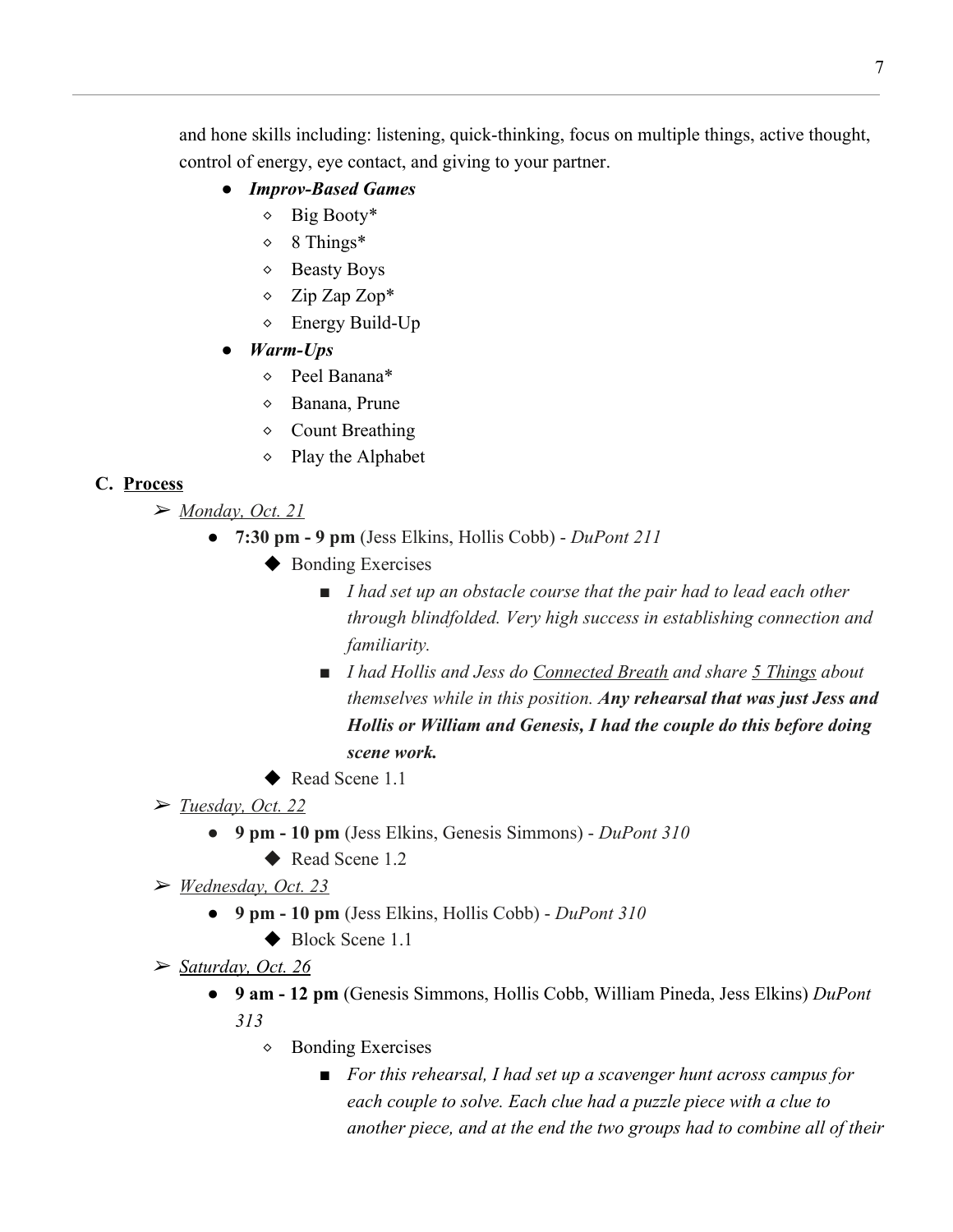and hone skills including: listening, quick-thinking, focus on multiple things, active thought, control of energy, eye contact, and giving to your partner.

- ***Improv-Based Games***
  - Big Booty*
  - 8 Things*
  - Beasty Boys
  - Zip Zap Zop*
  - Energy Build-Up
- ***Warm-Ups***
  - Peel Banana*
  - Banana, Prune
  - Count Breathing
  - Play the Alphabet

### C. <u>Process</u>

- <u>*Monday, Oct. 21*</u>
  - **7:30 pm - 9 pm** (Jess Elkins, Hollis Cobb) - *DuPont 211*
    - Bonding Exercises
      - *I had set up an obstacle course that the pair had to lead each other through blindfolded. Very high success in establishing connection and familiarity.*
      - *I had Hollis and Jess do <u>Connected Breath</u> and share <u>5 Things</u> about themselves while in this position.* ***Any rehearsal that was just Jess and Hollis or William and Genesis, I had the couple do this before doing scene work.***
    - Read Scene 1.1
- <u>*Tuesday, Oct. 22*</u>
  - **9 pm - 10 pm** (Jess Elkins, Genesis Simmons) - *DuPont 310*
    - Read Scene 1.2
- <u>*Wednesday, Oct. 23*</u>
  - **9 pm - 10 pm** (Jess Elkins, Hollis Cobb) - *DuPont 310*
    - Block Scene 1.1
- <u>*Saturday, Oct. 26*</u>
  - **9 am - 12 pm** (Genesis Simmons, Hollis Cobb, William Pineda, Jess Elkins) *DuPont 313*
    - Bonding Exercises
      - *For this rehearsal, I had set up a scavenger hunt across campus for each couple to solve. Each clue had a puzzle piece with a clue to another piece, and at the end the two groups had to combine all of their*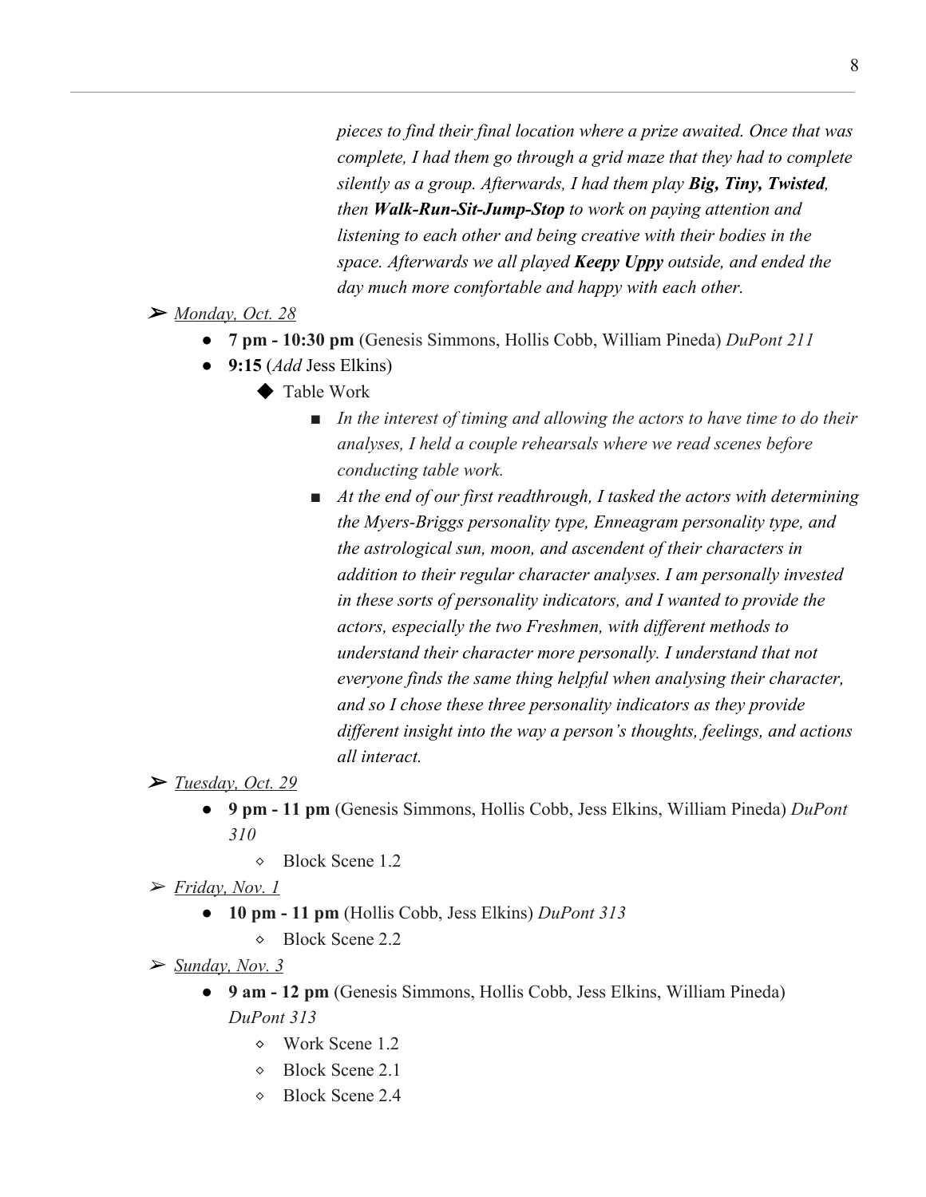*pieces to find their final location where a prize awaited. Once that was complete, I had them go through a grid maze that they had to complete silently as a group. Afterwards, I had them play **Big, Tiny, Twisted**, then **Walk-Run-Sit-Jump-Stop** to work on paying attention and listening to each other and being creative with their bodies in the space. Afterwards we all played **Keepy Uppy** outside, and ended the day much more comfortable and happy with each other.*

- <u>*Monday, Oct. 28*</u>
  - **7 pm - 10:30 pm** (Genesis Simmons, Hollis Cobb, William Pineda) *DuPont 211*
  - **9:15** (*Add* Jess Elkins)
    - Table Work
      - *In the interest of timing and allowing the actors to have time to do their analyses, I held a couple rehearsals where we read scenes before conducting table work.*
      - *At the end of our first readthrough, I tasked the actors with determining the Myers-Briggs personality type, Enneagram personality type, and the astrological sun, moon, and ascendent of their characters in addition to their regular character analyses. I am personally invested in these sorts of personality indicators, and I wanted to provide the actors, especially the two Freshmen, with different methods to understand their character more personally. I understand that not everyone finds the same thing helpful when analysing their character, and so I chose these three personality indicators as they provide different insight into the way a person's thoughts, feelings, and actions all interact.*
- <u>*Tuesday, Oct. 29*</u>
  - **9 pm - 11 pm** (Genesis Simmons, Hollis Cobb, Jess Elkins, William Pineda) *DuPont 310*
    - Block Scene 1.2
- <u>*Friday, Nov. 1*</u>
  - **10 pm - 11 pm** (Hollis Cobb, Jess Elkins) *DuPont 313*
    - Block Scene 2.2
- <u>*Sunday, Nov. 3*</u>
  - **9 am - 12 pm** (Genesis Simmons, Hollis Cobb, Jess Elkins, William Pineda) *DuPont 313*
    - Work Scene 1.2
    - Block Scene 2.1
    - Block Scene 2.4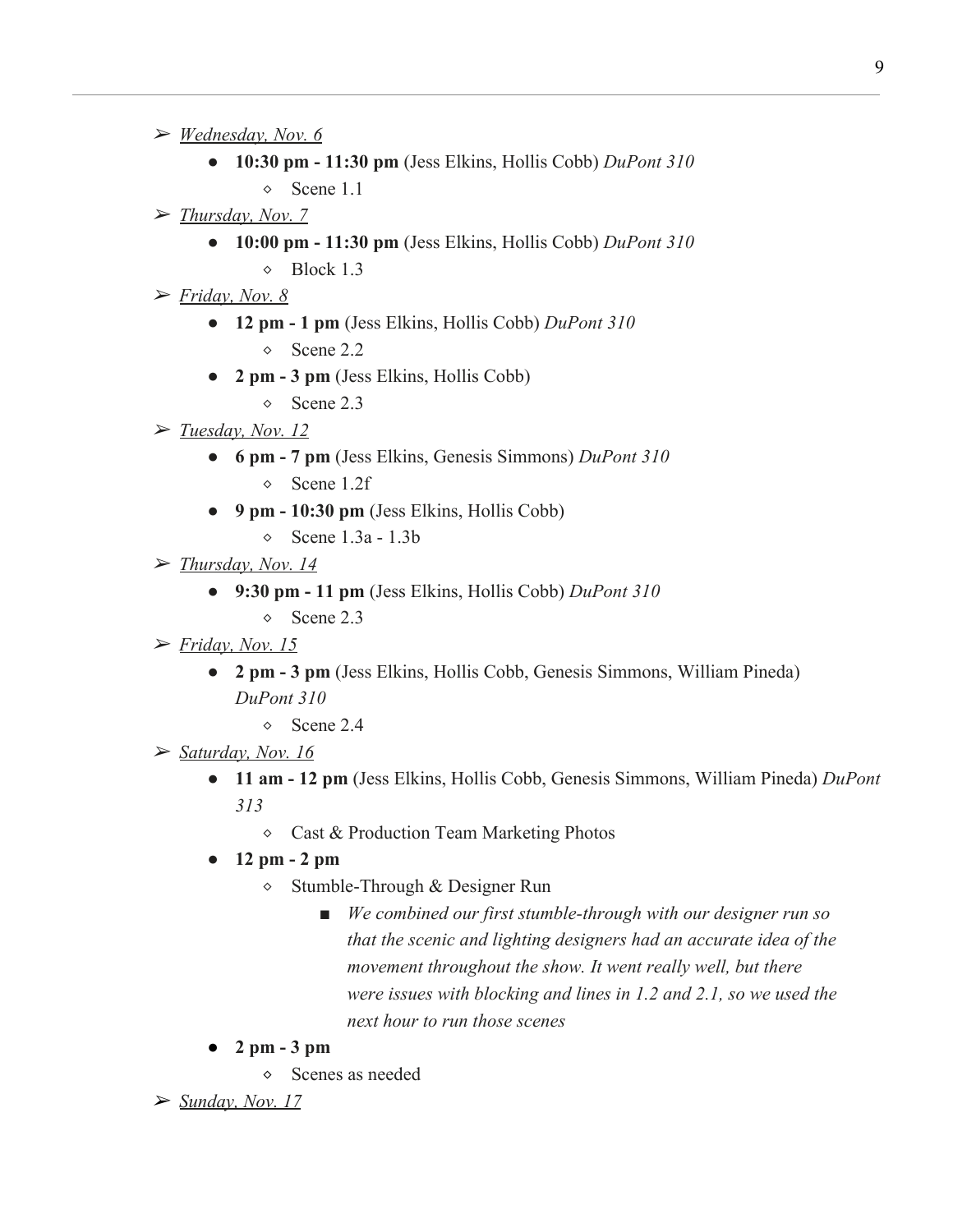- *Wednesday, Nov. 6*
  - **10:30 pm - 11:30 pm** (Jess Elkins, Hollis Cobb) *DuPont 310*
    - Scene 1.1
- *Thursday, Nov. 7*
  - **10:00 pm - 11:30 pm** (Jess Elkins, Hollis Cobb) *DuPont 310*
    - Block 1.3
- *Friday, Nov. 8*
  - **12 pm - 1 pm** (Jess Elkins, Hollis Cobb) *DuPont 310*
    - Scene 2.2
  - **2 pm - 3 pm** (Jess Elkins, Hollis Cobb)
    - Scene 2.3
- *Tuesday, Nov. 12*
  - **6 pm - 7 pm** (Jess Elkins, Genesis Simmons) *DuPont 310*
    - Scene 1.2f
  - **9 pm - 10:30 pm** (Jess Elkins, Hollis Cobb)
    - Scene 1.3a - 1.3b
- *Thursday, Nov. 14*
  - **9:30 pm - 11 pm** (Jess Elkins, Hollis Cobb) *DuPont 310*
    - Scene 2.3
- *Friday, Nov. 15*
  - **2 pm - 3 pm** (Jess Elkins, Hollis Cobb, Genesis Simmons, William Pineda) *DuPont 310*
    - Scene 2.4
- *Saturday, Nov. 16*
  - **11 am - 12 pm** (Jess Elkins, Hollis Cobb, Genesis Simmons, William Pineda) *DuPont 313*
    - Cast & Production Team Marketing Photos
  - **12 pm - 2 pm**
    - Stumble-Through & Designer Run
      - *We combined our first stumble-through with our designer run so that the scenic and lighting designers had an accurate idea of the movement throughout the show. It went really well, but there were issues with blocking and lines in 1.2 and 2.1, so we used the next hour to run those scenes*
  - **2 pm - 3 pm**
    - Scenes as needed
- *Sunday, Nov. 17*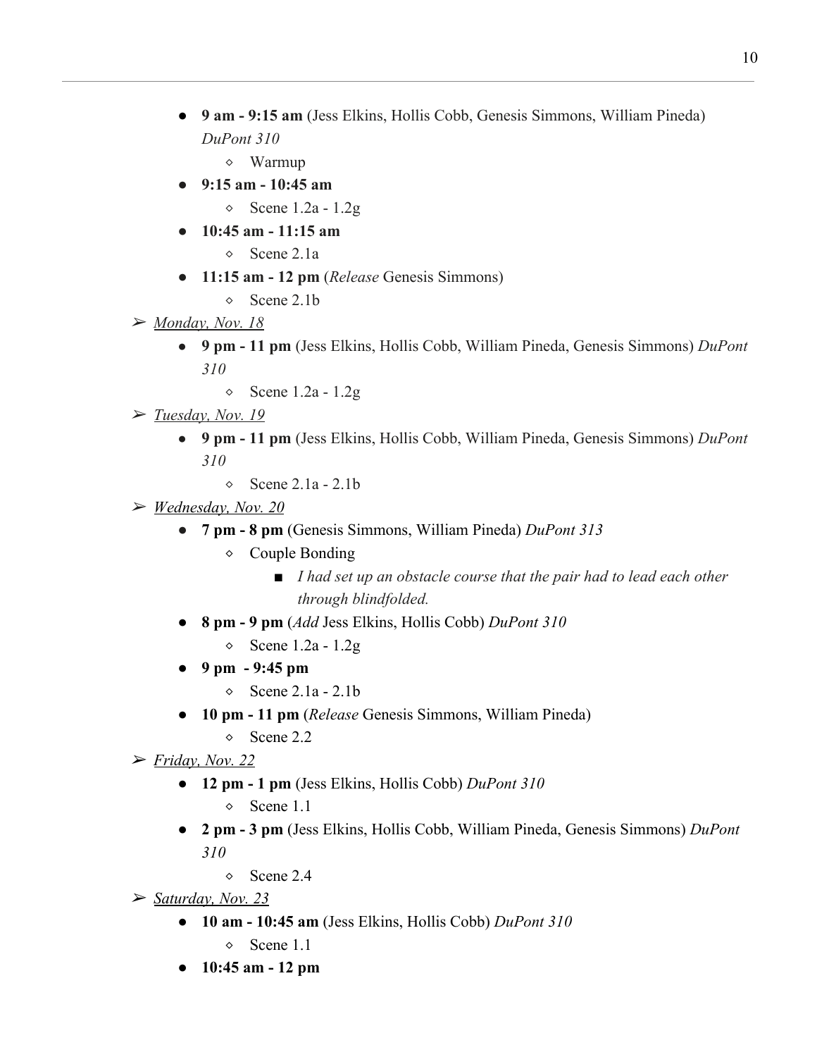- **9 am - 9:15 am** (Jess Elkins, Hollis Cobb, Genesis Simmons, William Pineda) *DuPont 310*
  - Warmup
- **9:15 am - 10:45 am**
  - Scene 1.2a - 1.2g
- **10:45 am - 11:15 am**
  - Scene 2.1a
- **11:15 am - 12 pm** (*Release* Genesis Simmons)
  - Scene 2.1b

➢ *Monday, Nov. 18*

- **9 pm - 11 pm** (Jess Elkins, Hollis Cobb, William Pineda, Genesis Simmons) *DuPont 310*
  - Scene 1.2a - 1.2g

➢ *Tuesday, Nov. 19*

- **9 pm - 11 pm** (Jess Elkins, Hollis Cobb, William Pineda, Genesis Simmons) *DuPont 310*
  - Scene 2.1a - 2.1b

➢ *Wednesday, Nov. 20*

- **7 pm - 8 pm** (Genesis Simmons, William Pineda) *DuPont 313*
  - Couple Bonding
    - *I had set up an obstacle course that the pair had to lead each other through blindfolded.*
- **8 pm - 9 pm** (*Add* Jess Elkins, Hollis Cobb) *DuPont 310*
  - Scene 1.2a - 1.2g
- **9 pm - 9:45 pm**
  - Scene 2.1a - 2.1b
- **10 pm - 11 pm** (*Release* Genesis Simmons, William Pineda)
  - Scene 2.2

➢ *Friday, Nov. 22*

- **12 pm - 1 pm** (Jess Elkins, Hollis Cobb) *DuPont 310*
  - Scene 1.1
- **2 pm - 3 pm** (Jess Elkins, Hollis Cobb, William Pineda, Genesis Simmons) *DuPont 310*
  - Scene 2.4

➢ *Saturday, Nov. 23*

- **10 am - 10:45 am** (Jess Elkins, Hollis Cobb) *DuPont 310*
  - Scene 1.1
- **10:45 am - 12 pm**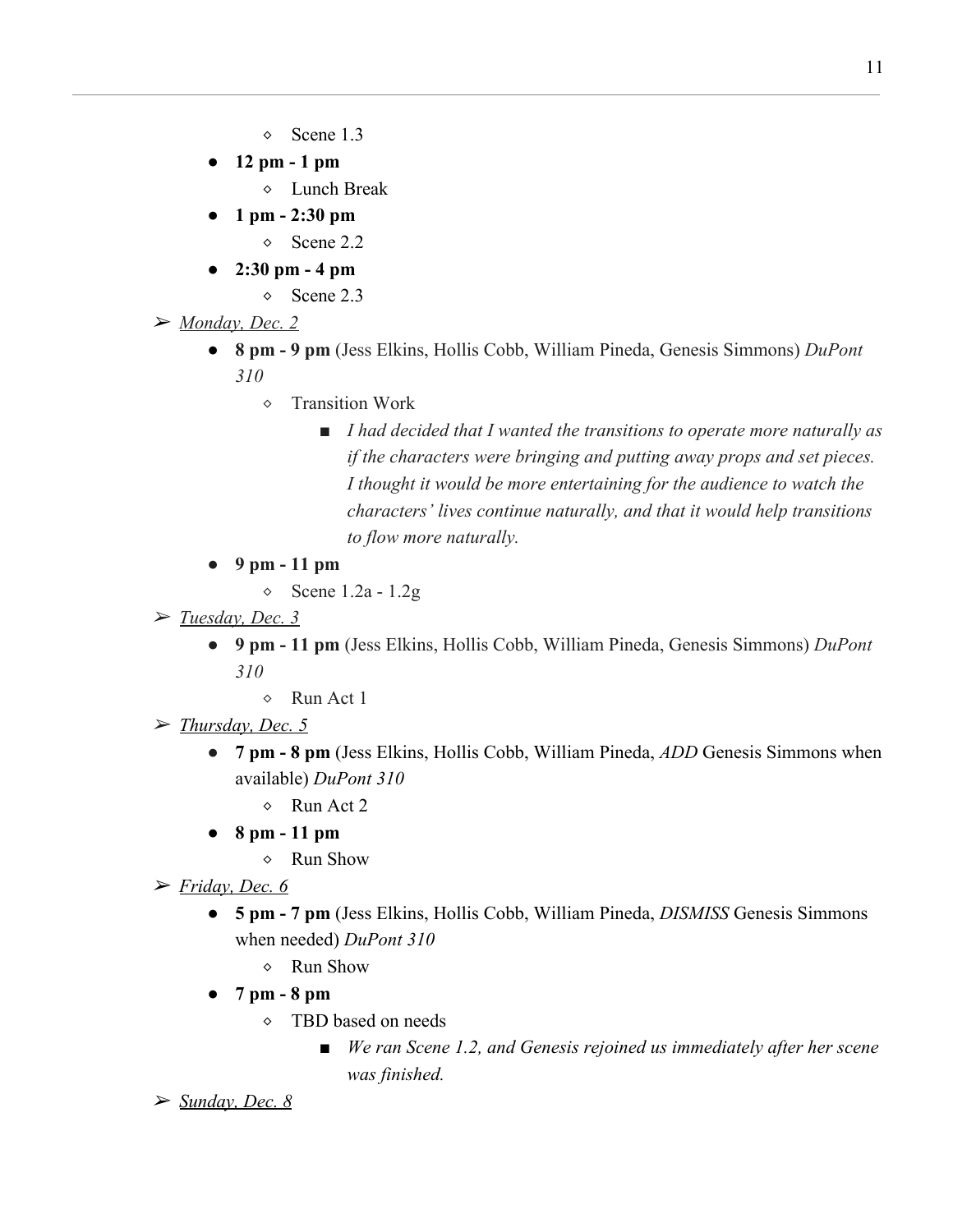- Scene 1.3
    - **12 pm - 1 pm**
        - Lunch Break
    - **1 pm - 2:30 pm**
        - Scene 2.2
    - **2:30 pm - 4 pm**
        - Scene 2.3

- *Monday, Dec. 2*
    - **8 pm - 9 pm** (Jess Elkins, Hollis Cobb, William Pineda, Genesis Simmons) *DuPont 310*
        - Transition Work
            - *I had decided that I wanted the transitions to operate more naturally as if the characters were bringing and putting away props and set pieces. I thought it would be more entertaining for the audience to watch the characters' lives continue naturally, and that it would help transitions to flow more naturally.*
    - **9 pm - 11 pm**
        - Scene 1.2a - 1.2g
- *Tuesday, Dec. 3*
    - **9 pm - 11 pm** (Jess Elkins, Hollis Cobb, William Pineda, Genesis Simmons) *DuPont 310*
        - Run Act 1
- *Thursday, Dec. 5*
    - **7 pm - 8 pm** (Jess Elkins, Hollis Cobb, William Pineda, *ADD* Genesis Simmons when available) *DuPont 310*
        - Run Act 2
    - **8 pm - 11 pm**
        - Run Show
- *Friday, Dec. 6*
    - **5 pm - 7 pm** (Jess Elkins, Hollis Cobb, William Pineda, *DISMISS* Genesis Simmons when needed) *DuPont 310*
        - Run Show
    - **7 pm - 8 pm**
        - TBD based on needs
            - *We ran Scene 1.2, and Genesis rejoined us immediately after her scene was finished.*
- *Sunday, Dec. 8*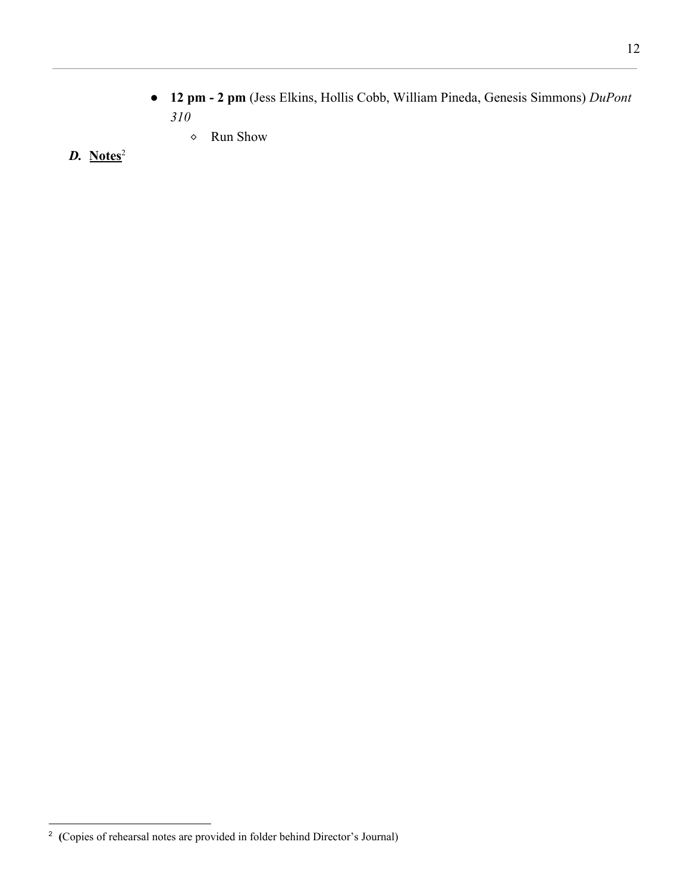- **12 pm - 2 pm** (Jess Elkins, Hollis Cobb, William Pineda, Genesis Simmons) *DuPont 310*
  - Run Show

### *D.* **Notes**[2]

[2] (Copies of rehearsal notes are provided in folder behind Director's Journal)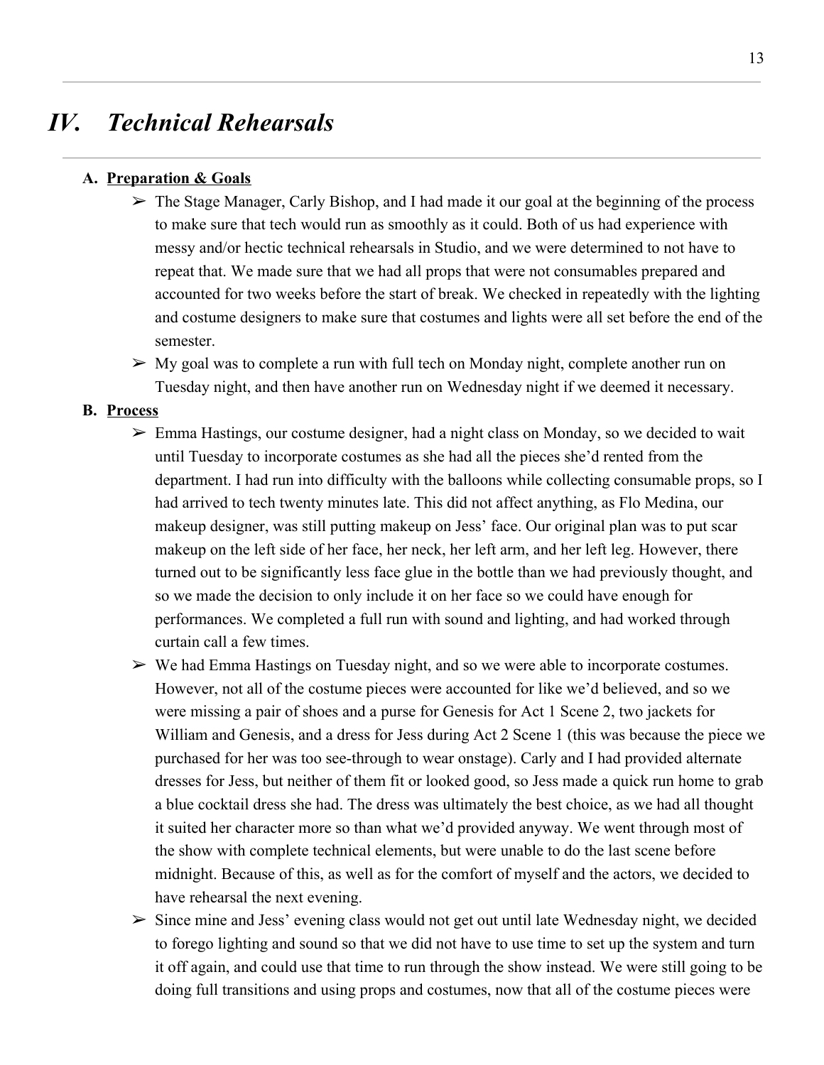# *IV. Technical Rehearsals*

**A. <u>Preparation & Goals</u>**

- ➢ The Stage Manager, Carly Bishop, and I had made it our goal at the beginning of the process to make sure that tech would run as smoothly as it could. Both of us had experience with messy and/or hectic technical rehearsals in Studio, and we were determined to not have to repeat that. We made sure that we had all props that were not consumables prepared and accounted for two weeks before the start of break. We checked in repeatedly with the lighting and costume designers to make sure that costumes and lights were all set before the end of the semester.
- ➢ My goal was to complete a run with full tech on Monday night, complete another run on Tuesday night, and then have another run on Wednesday night if we deemed it necessary.

**B. <u>Process</u>**

- ➢ Emma Hastings, our costume designer, had a night class on Monday, so we decided to wait until Tuesday to incorporate costumes as she had all the pieces she'd rented from the department. I had run into difficulty with the balloons while collecting consumable props, so I had arrived to tech twenty minutes late. This did not affect anything, as Flo Medina, our makeup designer, was still putting makeup on Jess' face. Our original plan was to put scar makeup on the left side of her face, her neck, her left arm, and her left leg. However, there turned out to be significantly less face glue in the bottle than we had previously thought, and so we made the decision to only include it on her face so we could have enough for performances. We completed a full run with sound and lighting, and had worked through curtain call a few times.
- ➢ We had Emma Hastings on Tuesday night, and so we were able to incorporate costumes. However, not all of the costume pieces were accounted for like we'd believed, and so we were missing a pair of shoes and a purse for Genesis for Act 1 Scene 2, two jackets for William and Genesis, and a dress for Jess during Act 2 Scene 1 (this was because the piece we purchased for her was too see-through to wear onstage). Carly and I had provided alternate dresses for Jess, but neither of them fit or looked good, so Jess made a quick run home to grab a blue cocktail dress she had. The dress was ultimately the best choice, as we had all thought it suited her character more so than what we'd provided anyway. We went through most of the show with complete technical elements, but were unable to do the last scene before midnight. Because of this, as well as for the comfort of myself and the actors, we decided to have rehearsal the next evening.
- ➢ Since mine and Jess' evening class would not get out until late Wednesday night, we decided to forego lighting and sound so that we did not have to use time to set up the system and turn it off again, and could use that time to run through the show instead. We were still going to be doing full transitions and using props and costumes, now that all of the costume pieces were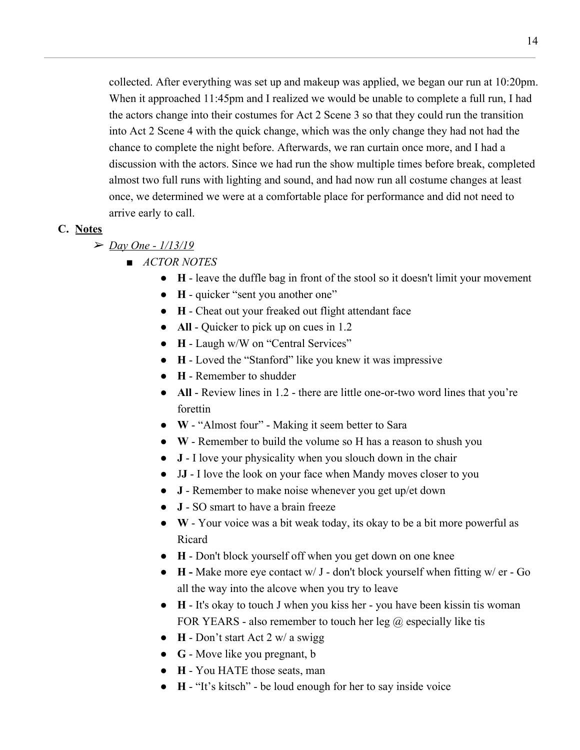collected. After everything was set up and makeup was applied, we began our run at 10:20pm. When it approached 11:45pm and I realized we would be unable to complete a full run, I had the actors change into their costumes for Act 2 Scene 3 so that they could run the transition into Act 2 Scene 4 with the quick change, which was the only change they had not had the chance to complete the night before. Afterwards, we ran curtain once more, and I had a discussion with the actors. Since we had run the show multiple times before break, completed almost two full runs with lighting and sound, and had now run all costume changes at least once, we determined we were at a comfortable place for performance and did not need to arrive early to call.

**C. <u>Notes</u>**

- *<u>Day One - 1/13/19</u>*
  - *ACTOR NOTES*
    - **H** - leave the duffle bag in front of the stool so it doesn't limit your movement
    - **H** - quicker "sent you another one"
    - **H** - Cheat out your freaked out flight attendant face
    - **All** - Quicker to pick up on cues in 1.2
    - **H** - Laugh w/W on "Central Services"
    - **H** - Loved the "Stanford" like you knew it was impressive
    - **H** - Remember to shudder
    - **All** - Review lines in 1.2 - there are little one-or-two word lines that you're forettin
    - **W** - "Almost four" - Making it seem better to Sara
    - **W** - Remember to build the volume so H has a reason to shush you
    - **J** - I love your physicality when you slouch down in the chair
    - J**J** - I love the look on your face when Mandy moves closer to you
    - **J** - Remember to make noise whenever you get up/et down
    - **J** - SO smart to have a brain freeze
    - **W** - Your voice was a bit weak today, its okay to be a bit more powerful as Ricard
    - **H** - Don't block yourself off when you get down on one knee
    - **H -** Make more eye contact w/ J - don't block yourself when fitting w/ er - Go all the way into the alcove when you try to leave
    - **H** - It's okay to touch J when you kiss her - you have been kissin tis woman FOR YEARS - also remember to touch her leg @ especially like tis
    - **H** - Don't start Act 2 w/ a swigg
    - **G** - Move like you pregnant, b
    - **H** - You HATE those seats, man
    - **H** - "It's kitsch" - be loud enough for her to say inside voice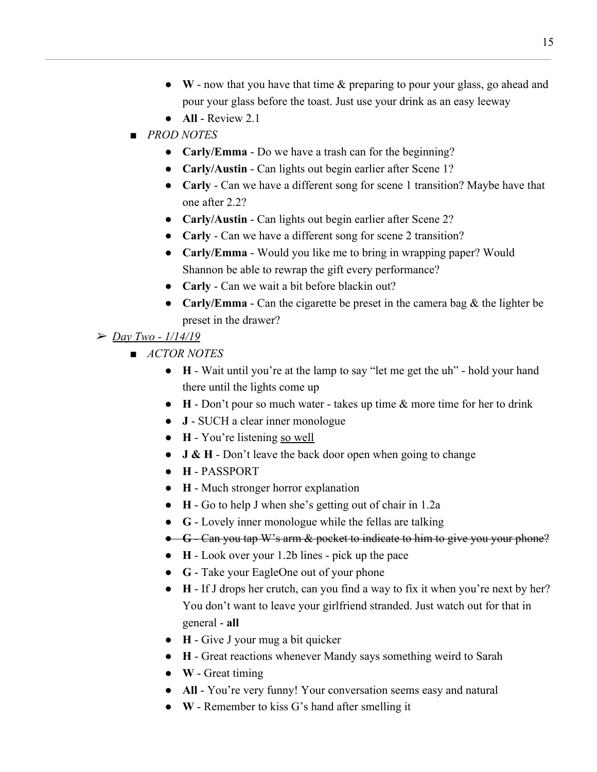- **W** - now that you have that time & preparing to pour your glass, go ahead and pour your glass before the toast. Just use your drink as an easy leeway
- **All** - Review 2.1

- *PROD NOTES*
  - **Carly/Emma** - Do we have a trash can for the beginning?
  - **Carly/Austin** - Can lights out begin earlier after Scene 1?
  - **Carly** - Can we have a different song for scene 1 transition? Maybe have that one after 2.2?
  - **Carly/Austin** - Can lights out begin earlier after Scene 2?
  - **Carly** - Can we have a different song for scene 2 transition?
  - **Carly/Emma** - Would you like me to bring in wrapping paper? Would Shannon be able to rewrap the gift every performance?
  - **Carly** - Can we wait a bit before blackin out?
  - **Carly/Emma** - Can the cigarette be preset in the camera bag & the lighter be preset in the drawer?

➢ <u>*Day Two - 1/14/19*</u>

- *ACTOR NOTES*
  - **H** - Wait until you're at the lamp to say "let me get the uh" - hold your hand there until the lights come up
  - **H** - Don't pour so much water - takes up time & more time for her to drink
  - **J** - SUCH a clear inner monologue
  - **H** - You're listening <u>so well</u>
  - **J & H** - Don't leave the back door open when going to change
  - **H** - PASSPORT
  - **H** - Much stronger horror explanation
  - **H** - Go to help J when she's getting out of chair in 1.2a
  - **G** - Lovely inner monologue while the fellas are talking
  - ~~**G** - Can you tap W's arm & pocket to indicate to him to give you your phone?~~
  - **H** - Look over your 1.2b lines - pick up the pace
  - **G** - Take your EagleOne out of your phone
  - **H** - If J drops her crutch, can you find a way to fix it when you're next by her? You don't want to leave your girlfriend stranded. Just watch out for that in general - **all**
  - **H** - Give J your mug a bit quicker
  - **H** - Great reactions whenever Mandy says something weird to Sarah
  - **W** - Great timing
  - **All** - You're very funny! Your conversation seems easy and natural
  - **W** - Remember to kiss G's hand after smelling it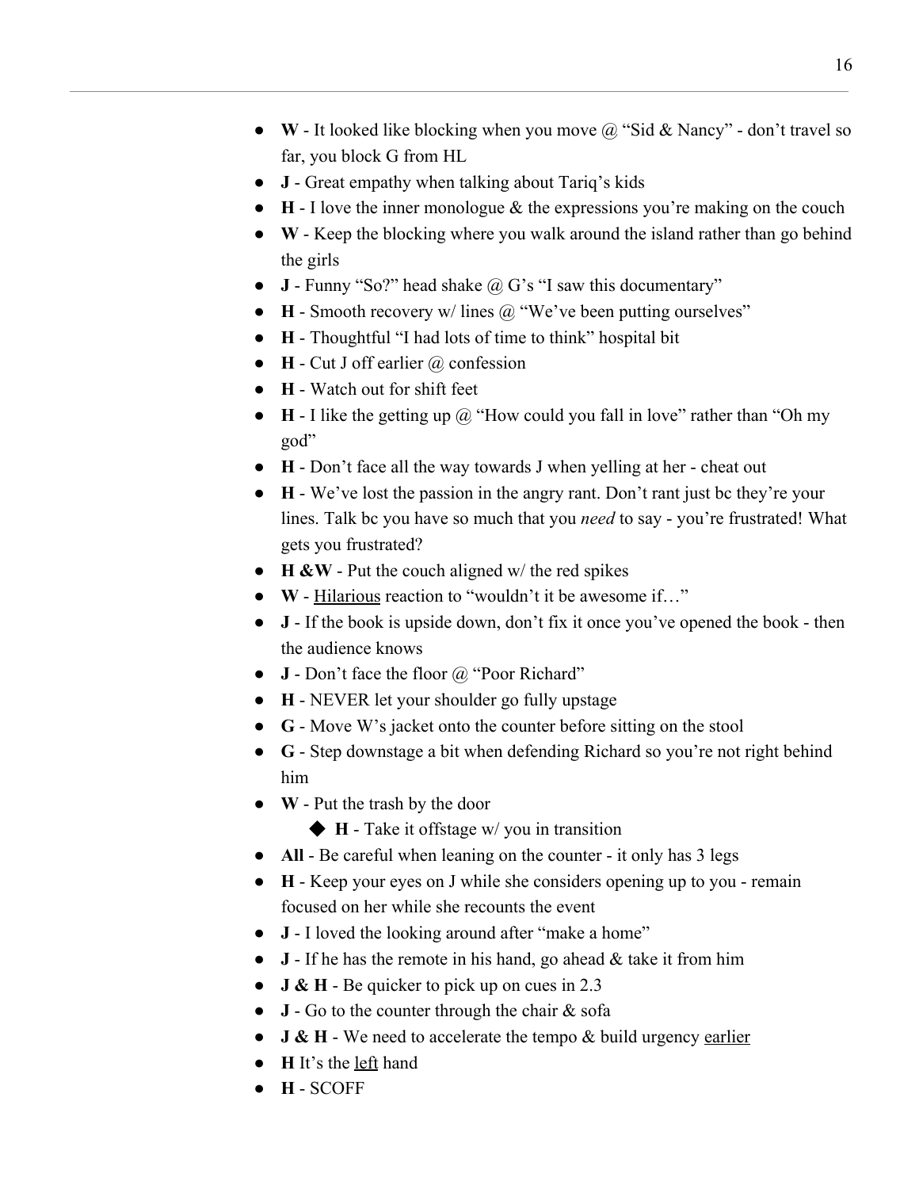- **W** - It looked like blocking when you move @ "Sid & Nancy" - don't travel so far, you block G from HL
- **J** - Great empathy when talking about Tariq's kids
- **H** - I love the inner monologue & the expressions you're making on the couch
- **W** - Keep the blocking where you walk around the island rather than go behind the girls
- **J** - Funny "So?" head shake @ G's "I saw this documentary"
- **H** - Smooth recovery w/ lines @ "We've been putting ourselves"
- **H** - Thoughtful "I had lots of time to think" hospital bit
- **H** - Cut J off earlier @ confession
- **H** - Watch out for shift feet
- **H** - I like the getting up @ "How could you fall in love" rather than "Oh my god"
- **H** - Don't face all the way towards J when yelling at her - cheat out
- **H** - We've lost the passion in the angry rant. Don't rant just bc they're your lines. Talk bc you have so much that you *need* to say - you're frustrated! What gets you frustrated?
- **H &W** - Put the couch aligned w/ the red spikes
- **W** - <u>Hilarious</u> reaction to "wouldn't it be awesome if…"
- **J** - If the book is upside down, don't fix it once you've opened the book - then the audience knows
- **J** - Don't face the floor @ "Poor Richard"
- **H** - NEVER let your shoulder go fully upstage
- **G** - Move W's jacket onto the counter before sitting on the stool
- **G** - Step downstage a bit when defending Richard so you're not right behind him
- **W** - Put the trash by the door
  - **H** - Take it offstage w/ you in transition
- **All** - Be careful when leaning on the counter - it only has 3 legs
- **H** - Keep your eyes on J while she considers opening up to you - remain focused on her while she recounts the event
- **J** - I loved the looking around after "make a home"
- **J** - If he has the remote in his hand, go ahead & take it from him
- **J & H** - Be quicker to pick up on cues in 2.3
- **J** - Go to the counter through the chair & sofa
- **J & H** - We need to accelerate the tempo & build urgency <u>earlier</u>
- **H** It's the <u>left</u> hand
- **H** - SCOFF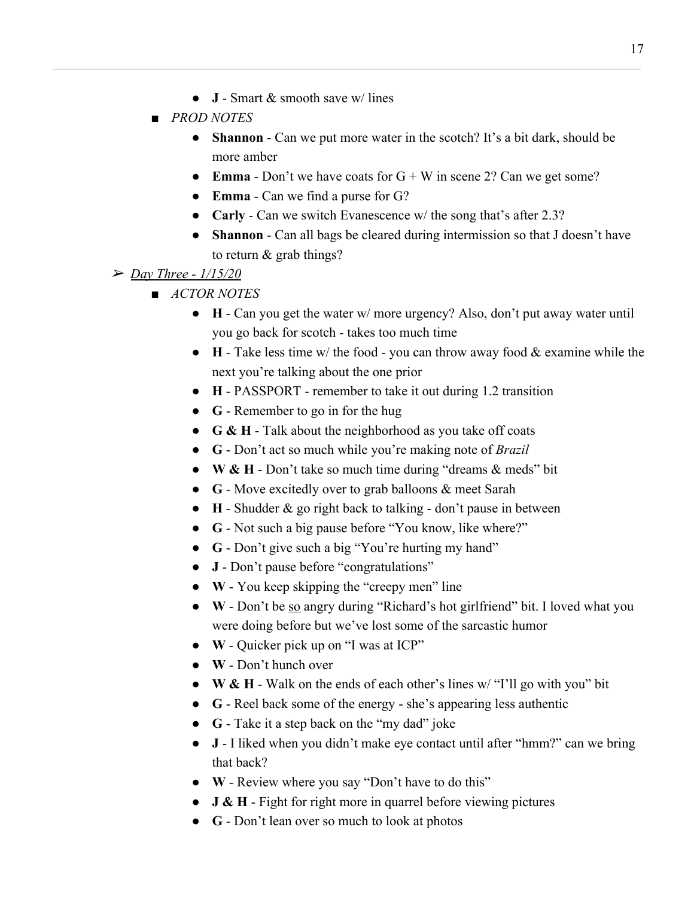- **J** - Smart & smooth save w/ lines
    - *PROD NOTES*
        - **Shannon** - Can we put more water in the scotch? It's a bit dark, should be more amber
        - **Emma** - Don't we have coats for G + W in scene 2? Can we get some?
        - **Emma** - Can we find a purse for G?
        - **Carly** - Can we switch Evanescence w/ the song that's after 2.3?
        - **Shannon** - Can all bags be cleared during intermission so that J doesn't have to return & grab things?

- <u>*Day Three - 1/15/20*</u>
    - *ACTOR NOTES*
        - **H** - Can you get the water w/ more urgency? Also, don't put away water until you go back for scotch - takes too much time
        - **H** - Take less time w/ the food - you can throw away food & examine while the next you're talking about the one prior
        - **H** - PASSPORT - remember to take it out during 1.2 transition
        - **G** - Remember to go in for the hug
        - **G & H** - Talk about the neighborhood as you take off coats
        - **G** - Don't act so much while you're making note of *Brazil*
        - **W & H** - Don't take so much time during "dreams & meds" bit
        - **G** - Move excitedly over to grab balloons & meet Sarah
        - **H** - Shudder & go right back to talking - don't pause in between
        - **G** - Not such a big pause before "You know, like where?"
        - **G** - Don't give such a big "You're hurting my hand"
        - **J** - Don't pause before "congratulations"
        - **W** - You keep skipping the "creepy men" line
        - **W** - Don't be <u>so</u> angry during "Richard's hot girlfriend" bit. I loved what you were doing before but we've lost some of the sarcastic humor
        - **W** - Quicker pick up on "I was at ICP"
        - **W** - Don't hunch over
        - **W & H** - Walk on the ends of each other's lines w/ "I'll go with you" bit
        - **G** - Reel back some of the energy - she's appearing less authentic
        - **G** - Take it a step back on the "my dad" joke
        - **J** - I liked when you didn't make eye contact until after "hmm?" can we bring that back?
        - **W** - Review where you say "Don't have to do this"
        - **J & H** - Fight for right more in quarrel before viewing pictures
        - **G** - Don't lean over so much to look at photos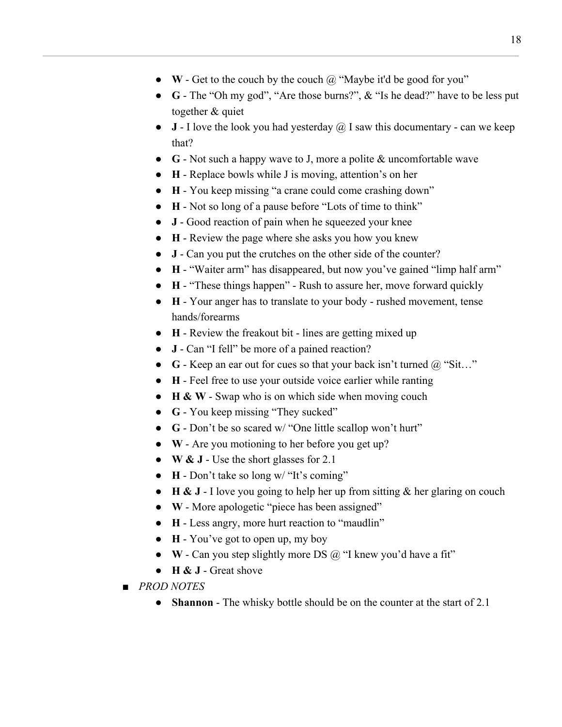- **W** - Get to the couch by the couch @ "Maybe it'd be good for you"
- **G** - The "Oh my god", "Are those burns?", & "Is he dead?" have to be less put together & quiet
- **J** - I love the look you had yesterday @ I saw this documentary - can we keep that?
- **G** - Not such a happy wave to J, more a polite & uncomfortable wave
- **H** - Replace bowls while J is moving, attention's on her
- **H** - You keep missing "a crane could come crashing down"
- **H** - Not so long of a pause before "Lots of time to think"
- **J** - Good reaction of pain when he squeezed your knee
- **H** - Review the page where she asks you how you knew
- **J** - Can you put the crutches on the other side of the counter?
- **H** - "Waiter arm" has disappeared, but now you've gained "limp half arm"
- **H** - "These things happen" - Rush to assure her, move forward quickly
- **H** - Your anger has to translate to your body - rushed movement, tense hands/forearms
- **H** - Review the freakout bit - lines are getting mixed up
- **J** - Can "I fell" be more of a pained reaction?
- **G** - Keep an ear out for cues so that your back isn't turned @ "Sit…"
- **H** - Feel free to use your outside voice earlier while ranting
- **H & W** - Swap who is on which side when moving couch
- **G** - You keep missing "They sucked"
- **G** - Don't be so scared w/ "One little scallop won't hurt"
- **W** - Are you motioning to her before you get up?
- **W & J** - Use the short glasses for 2.1
- **H** - Don't take so long w/ "It's coming"
- **H & J** - I love you going to help her up from sitting & her glaring on couch
- **W** - More apologetic "piece has been assigned"
- **H** - Less angry, more hurt reaction to "maudlin"
- **H** - You've got to open up, my boy
- **W** - Can you step slightly more DS @ "I knew you'd have a fit"
- **H & J** - Great shove

■ *PROD NOTES*

- **Shannon** - The whisky bottle should be on the counter at the start of 2.1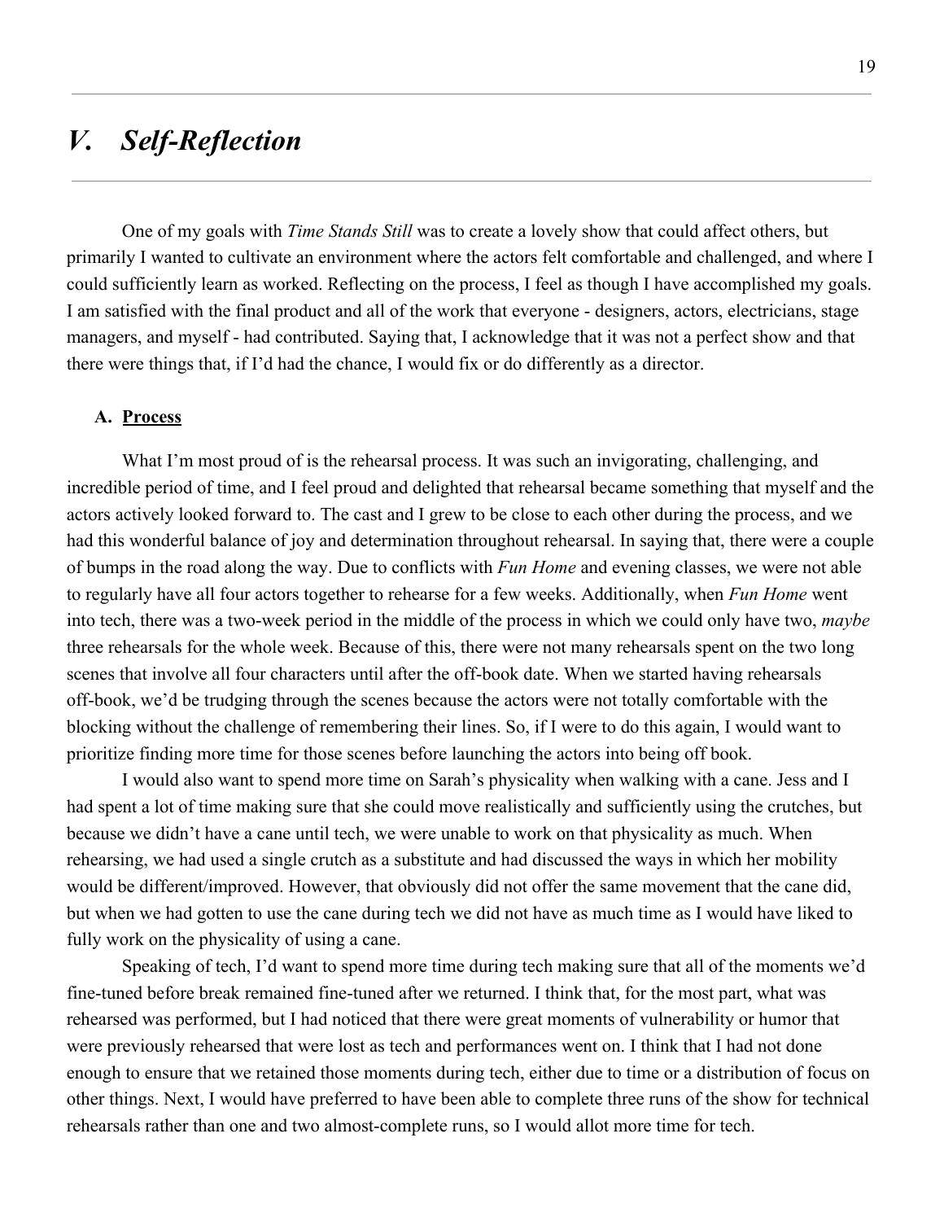# *V. Self-Reflection*

One of my goals with *Time Stands Still* was to create a lovely show that could affect others, but primarily I wanted to cultivate an environment where the actors felt comfortable and challenged, and where I could sufficiently learn as worked. Reflecting on the process, I feel as though I have accomplished my goals. I am satisfied with the final product and all of the work that everyone - designers, actors, electricians, stage managers, and myself - had contributed. Saying that, I acknowledge that it was not a perfect show and that there were things that, if I'd had the chance, I would fix or do differently as a director.

## A. **<u>Process</u>**

What I'm most proud of is the rehearsal process. It was such an invigorating, challenging, and incredible period of time, and I feel proud and delighted that rehearsal became something that myself and the actors actively looked forward to. The cast and I grew to be close to each other during the process, and we had this wonderful balance of joy and determination throughout rehearsal. In saying that, there were a couple of bumps in the road along the way. Due to conflicts with *Fun Home* and evening classes, we were not able to regularly have all four actors together to rehearse for a few weeks. Additionally, when *Fun Home* went into tech, there was a two-week period in the middle of the process in which we could only have two, *maybe* three rehearsals for the whole week. Because of this, there were not many rehearsals spent on the two long scenes that involve all four characters until after the off-book date. When we started having rehearsals off-book, we'd be trudging through the scenes because the actors were not totally comfortable with the blocking without the challenge of remembering their lines. So, if I were to do this again, I would want to prioritize finding more time for those scenes before launching the actors into being off book.

I would also want to spend more time on Sarah's physicality when walking with a cane. Jess and I had spent a lot of time making sure that she could move realistically and sufficiently using the crutches, but because we didn't have a cane until tech, we were unable to work on that physicality as much. When rehearsing, we had used a single crutch as a substitute and had discussed the ways in which her mobility would be different/improved. However, that obviously did not offer the same movement that the cane did, but when we had gotten to use the cane during tech we did not have as much time as I would have liked to fully work on the physicality of using a cane.

Speaking of tech, I'd want to spend more time during tech making sure that all of the moments we'd fine-tuned before break remained fine-tuned after we returned. I think that, for the most part, what was rehearsed was performed, but I had noticed that there were great moments of vulnerability or humor that were previously rehearsed that were lost as tech and performances went on. I think that I had not done enough to ensure that we retained those moments during tech, either due to time or a distribution of focus on other things. Next, I would have preferred to have been able to complete three runs of the show for technical rehearsals rather than one and two almost-complete runs, so I would allot more time for tech.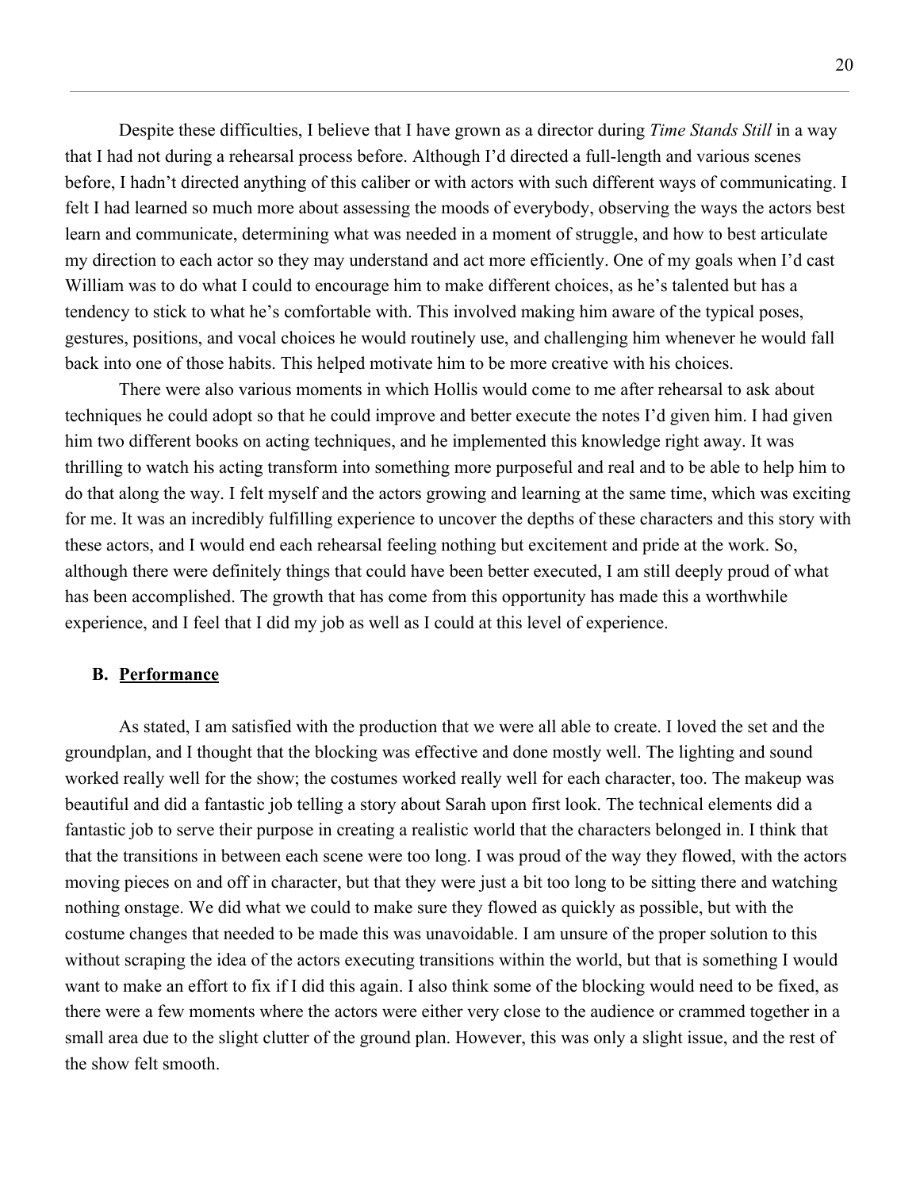Despite these difficulties, I believe that I have grown as a director during *Time Stands Still* in a way that I had not during a rehearsal process before. Although I'd directed a full-length and various scenes before, I hadn't directed anything of this caliber or with actors with such different ways of communicating. I felt I had learned so much more about assessing the moods of everybody, observing the ways the actors best learn and communicate, determining what was needed in a moment of struggle, and how to best articulate my direction to each actor so they may understand and act more efficiently. One of my goals when I'd cast William was to do what I could to encourage him to make different choices, as he's talented but has a tendency to stick to what he's comfortable with. This involved making him aware of the typical poses, gestures, positions, and vocal choices he would routinely use, and challenging him whenever he would fall back into one of those habits. This helped motivate him to be more creative with his choices.

There were also various moments in which Hollis would come to me after rehearsal to ask about techniques he could adopt so that he could improve and better execute the notes I'd given him. I had given him two different books on acting techniques, and he implemented this knowledge right away. It was thrilling to watch his acting transform into something more purposeful and real and to be able to help him to do that along the way. I felt myself and the actors growing and learning at the same time, which was exciting for me. It was an incredibly fulfilling experience to uncover the depths of these characters and this story with these actors, and I would end each rehearsal feeling nothing but excitement and pride at the work. So, although there were definitely things that could have been better executed, I am still deeply proud of what has been accomplished. The growth that has come from this opportunity has made this a worthwhile experience, and I feel that I did my job as well as I could at this level of experience.

### B. <u>Performance</u>

As stated, I am satisfied with the production that we were all able to create. I loved the set and the groundplan, and I thought that the blocking was effective and done mostly well. The lighting and sound worked really well for the show; the costumes worked really well for each character, too. The makeup was beautiful and did a fantastic job telling a story about Sarah upon first look. The technical elements did a fantastic job to serve their purpose in creating a realistic world that the characters belonged in. I think that that the transitions in between each scene were too long. I was proud of the way they flowed, with the actors moving pieces on and off in character, but that they were just a bit too long to be sitting there and watching nothing onstage. We did what we could to make sure they flowed as quickly as possible, but with the costume changes that needed to be made this was unavoidable. I am unsure of the proper solution to this without scraping the idea of the actors executing transitions within the world, but that is something I would want to make an effort to fix if I did this again. I also think some of the blocking would need to be fixed, as there were a few moments where the actors were either very close to the audience or crammed together in a small area due to the slight clutter of the ground plan. However, this was only a slight issue, and the rest of the show felt smooth.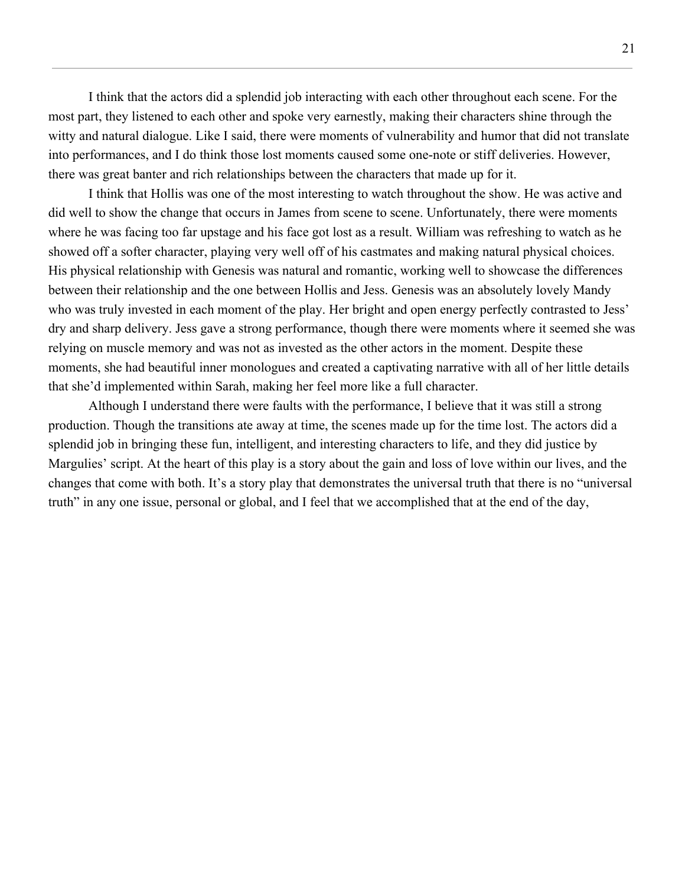I think that the actors did a splendid job interacting with each other throughout each scene. For the most part, they listened to each other and spoke very earnestly, making their characters shine through the witty and natural dialogue. Like I said, there were moments of vulnerability and humor that did not translate into performances, and I do think those lost moments caused some one-note or stiff deliveries. However, there was great banter and rich relationships between the characters that made up for it.

I think that Hollis was one of the most interesting to watch throughout the show. He was active and did well to show the change that occurs in James from scene to scene. Unfortunately, there were moments where he was facing too far upstage and his face got lost as a result. William was refreshing to watch as he showed off a softer character, playing very well off of his castmates and making natural physical choices. His physical relationship with Genesis was natural and romantic, working well to showcase the differences between their relationship and the one between Hollis and Jess. Genesis was an absolutely lovely Mandy who was truly invested in each moment of the play. Her bright and open energy perfectly contrasted to Jess' dry and sharp delivery. Jess gave a strong performance, though there were moments where it seemed she was relying on muscle memory and was not as invested as the other actors in the moment. Despite these moments, she had beautiful inner monologues and created a captivating narrative with all of her little details that she'd implemented within Sarah, making her feel more like a full character.

Although I understand there were faults with the performance, I believe that it was still a strong production. Though the transitions ate away at time, the scenes made up for the time lost. The actors did a splendid job in bringing these fun, intelligent, and interesting characters to life, and they did justice by Margulies' script. At the heart of this play is a story about the gain and loss of love within our lives, and the changes that come with both. It's a story play that demonstrates the universal truth that there is no "universal truth" in any one issue, personal or global, and I feel that we accomplished that at the end of the day,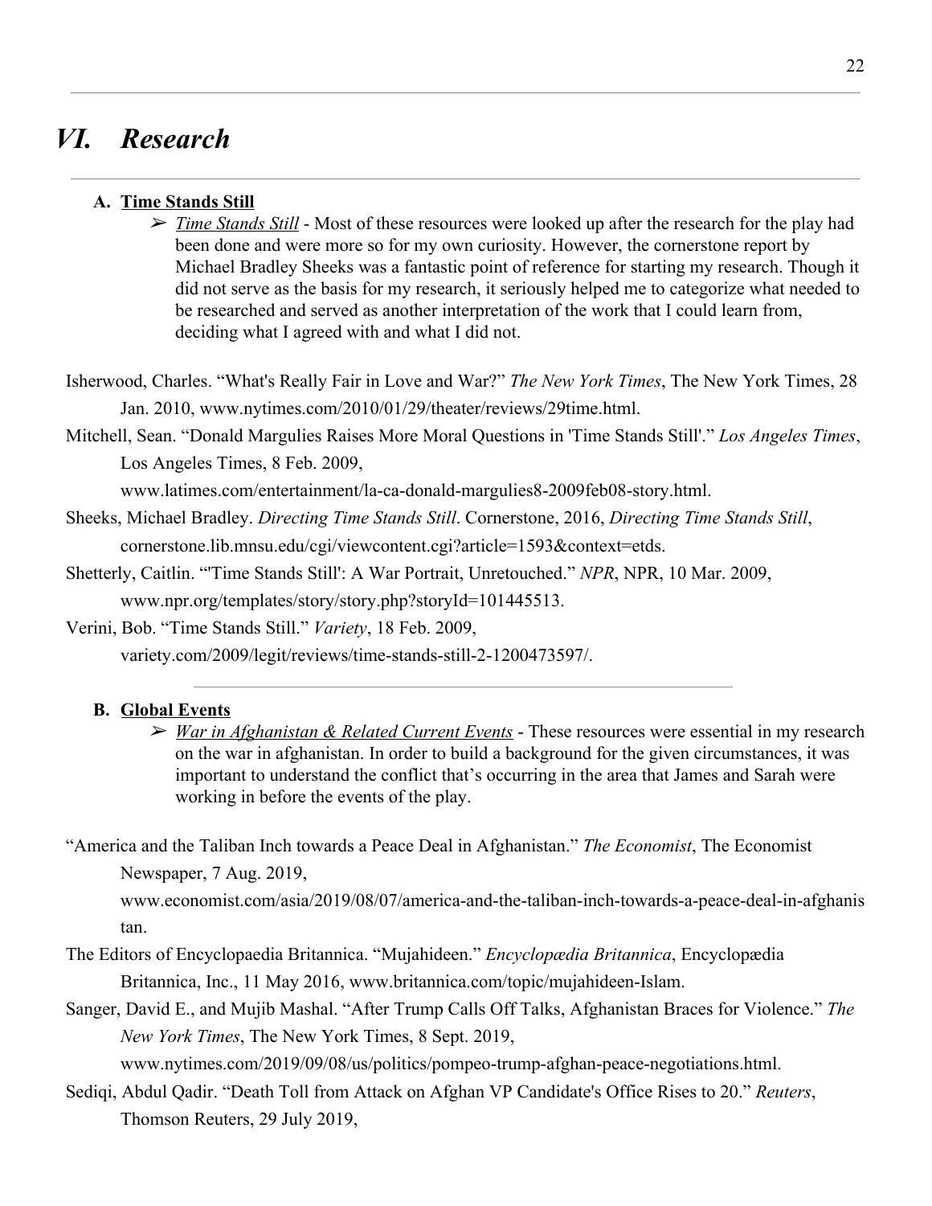# VI. *Research*

---

### A. Time Stands Still

- ➢ *Time Stands Still* - Most of these resources were looked up after the research for the play had been done and were more so for my own curiosity. However, the cornerstone report by Michael Bradley Sheeks was a fantastic point of reference for starting my research. Though it did not serve as the basis for my research, it seriously helped me to categorize what needed to be researched and served as another interpretation of the work that I could learn from, deciding what I agreed with and what I did not.

Isherwood, Charles. "What's Really Fair in Love and War?" *The New York Times*, The New York Times, 28 Jan. 2010, www.nytimes.com/2010/01/29/theater/reviews/29time.html.

Mitchell, Sean. "Donald Margulies Raises More Moral Questions in 'Time Stands Still'." *Los Angeles Times*, Los Angeles Times, 8 Feb. 2009, www.latimes.com/entertainment/la-ca-donald-margulies8-2009feb08-story.html.

Sheeks, Michael Bradley. *Directing Time Stands Still*. Cornerstone, 2016, *Directing Time Stands Still*, cornerstone.lib.mnsu.edu/cgi/viewcontent.cgi?article=1593&context=etds.

Shetterly, Caitlin. "'Time Stands Still': A War Portrait, Unretouched." *NPR*, NPR, 10 Mar. 2009, www.npr.org/templates/story/story.php?storyId=101445513.

Verini, Bob. "Time Stands Still." *Variety*, 18 Feb. 2009, variety.com/2009/legit/reviews/time-stands-still-2-1200473597/.

---

### B. Global Events

- ➢ *War in Afghanistan & Related Current Events* - These resources were essential in my research on the war in afghanistan. In order to build a background for the given circumstances, it was important to understand the conflict that's occurring in the area that James and Sarah were working in before the events of the play.

"America and the Taliban Inch towards a Peace Deal in Afghanistan." *The Economist*, The Economist Newspaper, 7 Aug. 2019, www.economist.com/asia/2019/08/07/america-and-the-taliban-inch-towards-a-peace-deal-in-afghanistan.

The Editors of Encyclopaedia Britannica. "Mujahideen." *Encyclopædia Britannica*, Encyclopædia Britannica, Inc., 11 May 2016, www.britannica.com/topic/mujahideen-Islam.

Sanger, David E., and Mujib Mashal. "After Trump Calls Off Talks, Afghanistan Braces for Violence." *The New York Times*, The New York Times, 8 Sept. 2019, www.nytimes.com/2019/09/08/us/politics/pompeo-trump-afghan-peace-negotiations.html.

Sediqi, Abdul Qadir. "Death Toll from Attack on Afghan VP Candidate's Office Rises to 20." *Reuters*, Thomson Reuters, 29 July 2019,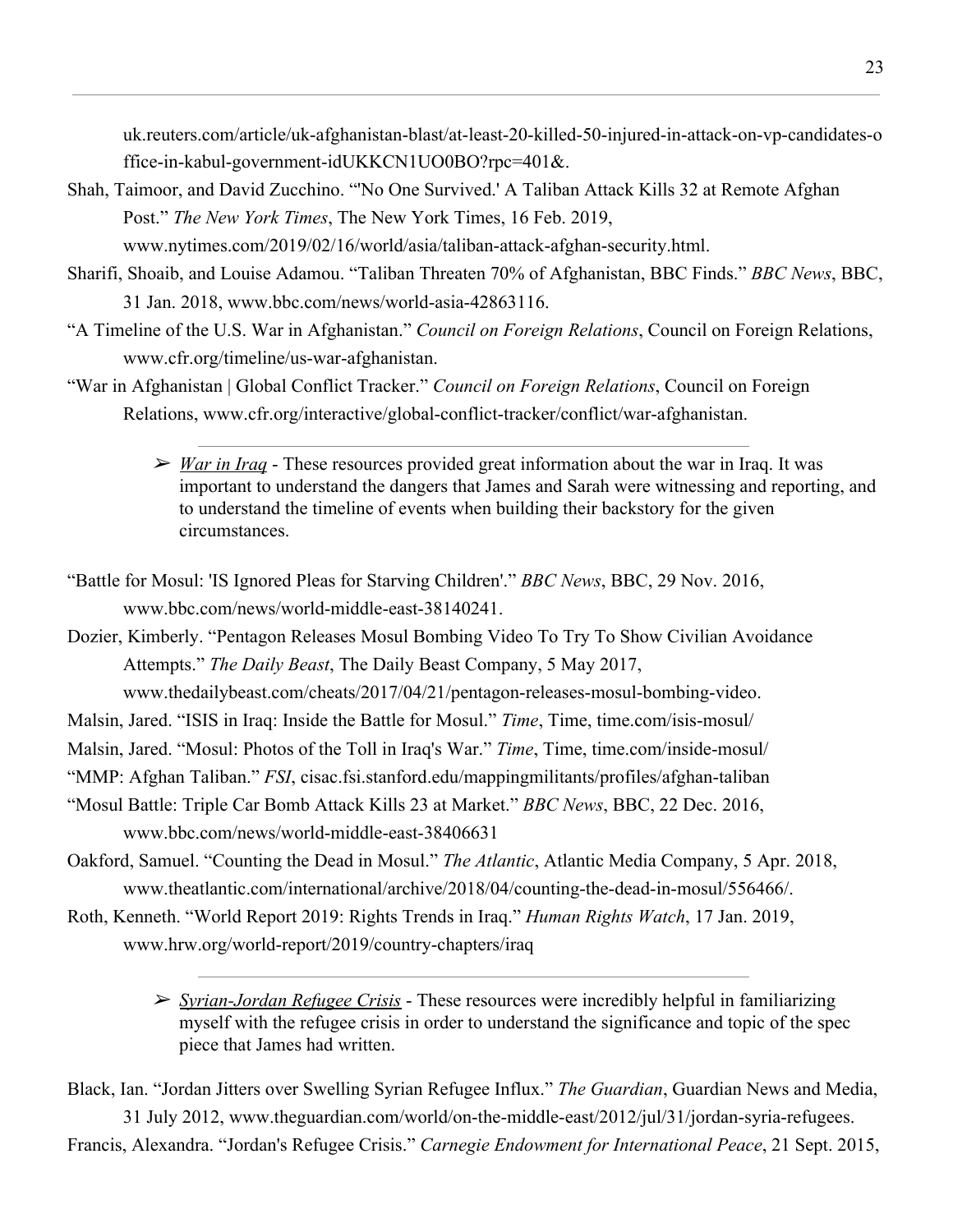uk.reuters.com/article/uk-afghanistan-blast/at-least-20-killed-50-injured-in-attack-on-vp-candidates-office-in-kabul-government-idUKKCN1UO0BO?rpc=401&.

Shah, Taimoor, and David Zucchino. "'No One Survived.' A Taliban Attack Kills 32 at Remote Afghan Post." *The New York Times*, The New York Times, 16 Feb. 2019, www.nytimes.com/2019/02/16/world/asia/taliban-attack-afghan-security.html.

Sharifi, Shoaib, and Louise Adamou. "Taliban Threaten 70% of Afghanistan, BBC Finds." *BBC News*, BBC, 31 Jan. 2018, www.bbc.com/news/world-asia-42863116.

"A Timeline of the U.S. War in Afghanistan." *Council on Foreign Relations*, Council on Foreign Relations, www.cfr.org/timeline/us-war-afghanistan.

"War in Afghanistan | Global Conflict Tracker." *Council on Foreign Relations*, Council on Foreign Relations, www.cfr.org/interactive/global-conflict-tracker/conflict/war-afghanistan.

---

- ➢ ***War in Iraq*** - These resources provided great information about the war in Iraq. It was important to understand the dangers that James and Sarah were witnessing and reporting, and to understand the timeline of events when building their backstory for the given circumstances.

"Battle for Mosul: 'IS Ignored Pleas for Starving Children'." *BBC News*, BBC, 29 Nov. 2016, www.bbc.com/news/world-middle-east-38140241.

Dozier, Kimberly. "Pentagon Releases Mosul Bombing Video To Try To Show Civilian Avoidance Attempts." *The Daily Beast*, The Daily Beast Company, 5 May 2017, www.thedailybeast.com/cheats/2017/04/21/pentagon-releases-mosul-bombing-video.

Malsin, Jared. "ISIS in Iraq: Inside the Battle for Mosul." *Time*, Time, time.com/isis-mosul/

Malsin, Jared. "Mosul: Photos of the Toll in Iraq's War." *Time*, Time, time.com/inside-mosul/

"MMP: Afghan Taliban." *FSI*, cisac.fsi.stanford.edu/mappingmilitants/profiles/afghan-taliban

"Mosul Battle: Triple Car Bomb Attack Kills 23 at Market." *BBC News*, BBC, 22 Dec. 2016, www.bbc.com/news/world-middle-east-38406631

Oakford, Samuel. "Counting the Dead in Mosul." *The Atlantic*, Atlantic Media Company, 5 Apr. 2018, www.theatlantic.com/international/archive/2018/04/counting-the-dead-in-mosul/556466/.

Roth, Kenneth. "World Report 2019: Rights Trends in Iraq." *Human Rights Watch*, 17 Jan. 2019, www.hrw.org/world-report/2019/country-chapters/iraq

---

- ➢ ***Syrian-Jordan Refugee Crisis*** - These resources were incredibly helpful in familiarizing myself with the refugee crisis in order to understand the significance and topic of the spec piece that James had written.

Black, Ian. "Jordan Jitters over Swelling Syrian Refugee Influx." *The Guardian*, Guardian News and Media, 31 July 2012, www.theguardian.com/world/on-the-middle-east/2012/jul/31/jordan-syria-refugees.

Francis, Alexandra. "Jordan's Refugee Crisis." *Carnegie Endowment for International Peace*, 21 Sept. 2015,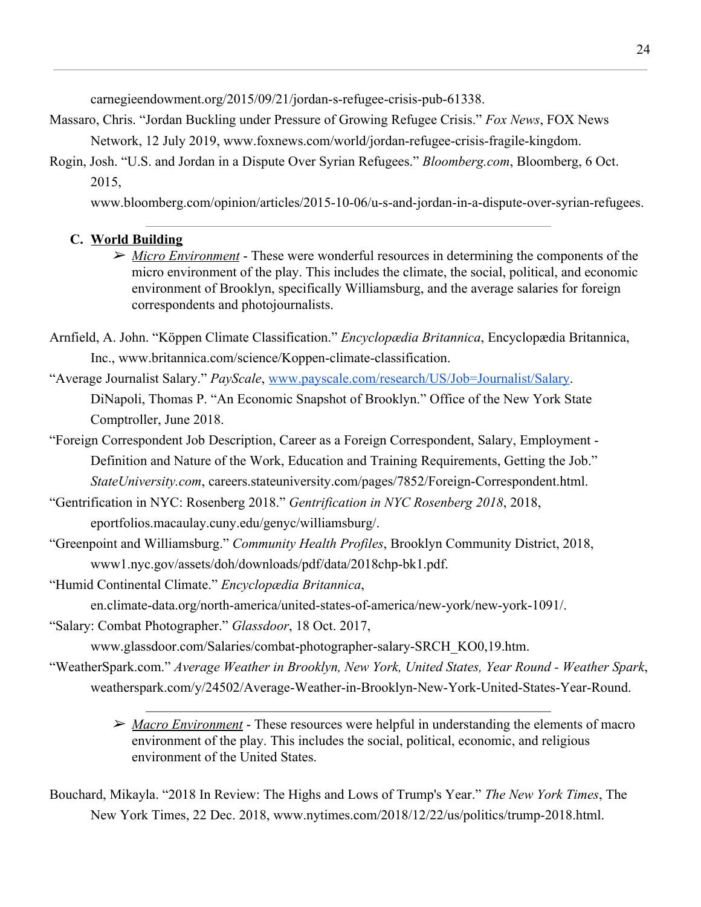carnegieendowment.org/2015/09/21/jordan-s-refugee-crisis-pub-61338.

Massaro, Chris. "Jordan Buckling under Pressure of Growing Refugee Crisis." *Fox News*, FOX News Network, 12 July 2019, www.foxnews.com/world/jordan-refugee-crisis-fragile-kingdom.

Rogin, Josh. "U.S. and Jordan in a Dispute Over Syrian Refugees." *Bloomberg.com*, Bloomberg, 6 Oct. 2015, www.bloomberg.com/opinion/articles/2015-10-06/u-s-and-jordan-in-a-dispute-over-syrian-refugees.

---

### C. World Building

- *Micro Environment* - These were wonderful resources in determining the components of the micro environment of the play. This includes the climate, the social, political, and economic environment of Brooklyn, specifically Williamsburg, and the average salaries for foreign correspondents and photojournalists.

Arnfield, A. John. "Köppen Climate Classification." *Encyclopædia Britannica*, Encyclopædia Britannica, Inc., www.britannica.com/science/Koppen-climate-classification.

"Average Journalist Salary." *PayScale*, www.payscale.com/research/US/Job=Journalist/Salary.

DiNapoli, Thomas P. "An Economic Snapshot of Brooklyn." Office of the New York State Comptroller, June 2018.

"Foreign Correspondent Job Description, Career as a Foreign Correspondent, Salary, Employment - Definition and Nature of the Work, Education and Training Requirements, Getting the Job." *StateUniversity.com*, careers.stateuniversity.com/pages/7852/Foreign-Correspondent.html.

"Gentrification in NYC: Rosenberg 2018." *Gentrification in NYC Rosenberg 2018*, 2018, eportfolios.macaulay.cuny.edu/genyc/williamsburg/.

"Greenpoint and Williamsburg." *Community Health Profiles*, Brooklyn Community District, 2018, www1.nyc.gov/assets/doh/downloads/pdf/data/2018chp-bk1.pdf.

"Humid Continental Climate." *Encyclopædia Britannica*, en.climate-data.org/north-america/united-states-of-america/new-york/new-york-1091/.

"Salary: Combat Photographer." *Glassdoor*, 18 Oct. 2017, www.glassdoor.com/Salaries/combat-photographer-salary-SRCH_KO0,19.htm.

"WeatherSpark.com." *Average Weather in Brooklyn, New York, United States, Year Round - Weather Spark*, weatherspark.com/y/24502/Average-Weather-in-Brooklyn-New-York-United-States-Year-Round.

---

- *Macro Environment* - These resources were helpful in understanding the elements of macro environment of the play. This includes the social, political, economic, and religious environment of the United States.

Bouchard, Mikayla. "2018 In Review: The Highs and Lows of Trump's Year." *The New York Times*, The New York Times, 22 Dec. 2018, www.nytimes.com/2018/12/22/us/politics/trump-2018.html.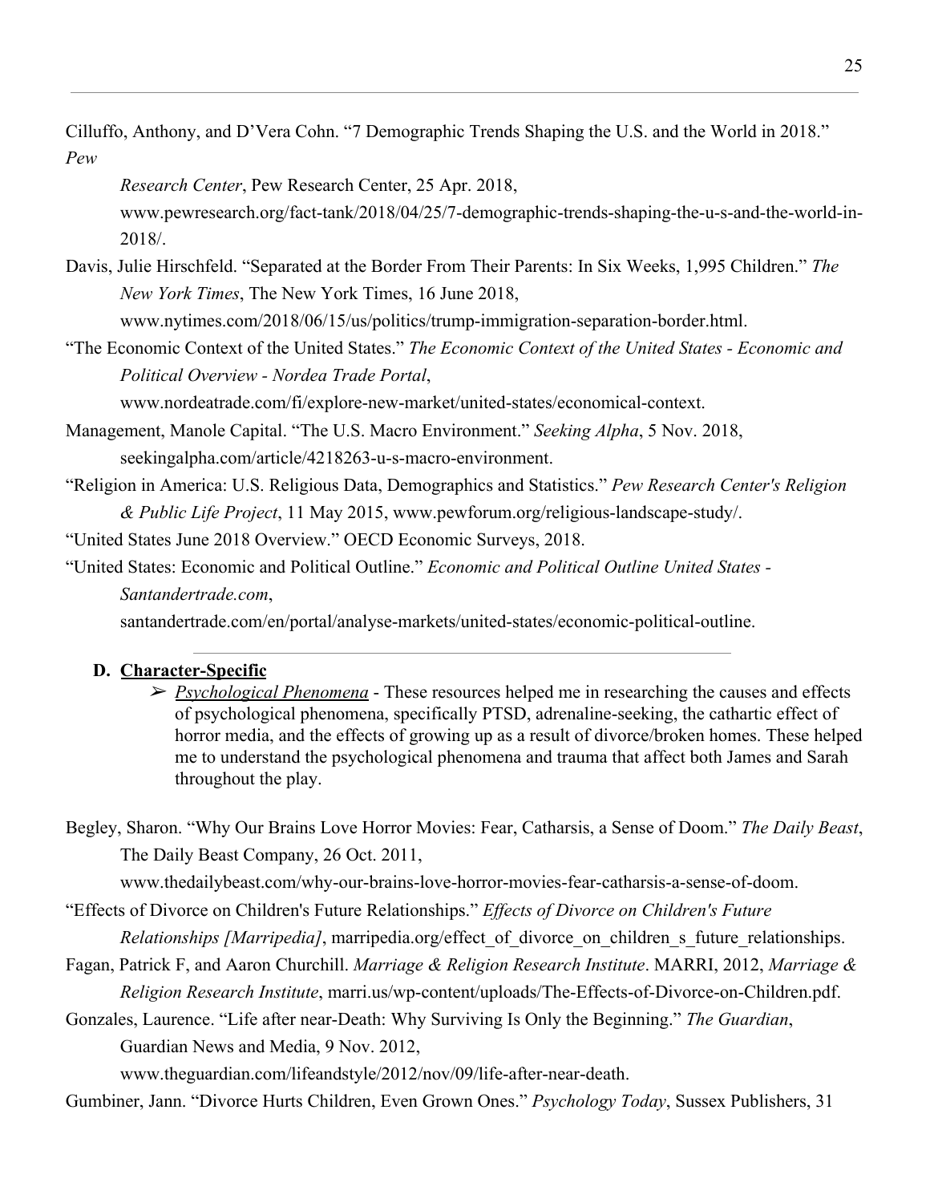Cilluffo, Anthony, and D'Vera Cohn. "7 Demographic Trends Shaping the U.S. and the World in 2018." *Pew Research Center*, Pew Research Center, 25 Apr. 2018, www.pewresearch.org/fact-tank/2018/04/25/7-demographic-trends-shaping-the-u-s-and-the-world-in-2018/.

Davis, Julie Hirschfeld. "Separated at the Border From Their Parents: In Six Weeks, 1,995 Children." *The New York Times*, The New York Times, 16 June 2018, www.nytimes.com/2018/06/15/us/politics/trump-immigration-separation-border.html.

"The Economic Context of the United States." *The Economic Context of the United States - Economic and Political Overview - Nordea Trade Portal*, www.nordeatrade.com/fi/explore-new-market/united-states/economical-context.

Management, Manole Capital. "The U.S. Macro Environment." *Seeking Alpha*, 5 Nov. 2018, seekingalpha.com/article/4218263-u-s-macro-environment.

"Religion in America: U.S. Religious Data, Demographics and Statistics." *Pew Research Center's Religion & Public Life Project*, 11 May 2015, www.pewforum.org/religious-landscape-study/.

"United States June 2018 Overview." OECD Economic Surveys, 2018.

"United States: Economic and Political Outline." *Economic and Political Outline United States - Santandertrade.com*, santandertrade.com/en/portal/analyse-markets/united-states/economic-political-outline.

---

### D. Character-Specific

- *Psychological Phenomena* - These resources helped me in researching the causes and effects of psychological phenomena, specifically PTSD, adrenaline-seeking, the cathartic effect of horror media, and the effects of growing up as a result of divorce/broken homes. These helped me to understand the psychological phenomena and trauma that affect both James and Sarah throughout the play.

Begley, Sharon. "Why Our Brains Love Horror Movies: Fear, Catharsis, a Sense of Doom." *The Daily Beast*, The Daily Beast Company, 26 Oct. 2011, www.thedailybeast.com/why-our-brains-love-horror-movies-fear-catharsis-a-sense-of-doom.

"Effects of Divorce on Children's Future Relationships." *Effects of Divorce on Children's Future Relationships [Marripedia]*, marripedia.org/effect_of_divorce_on_children_s_future_relationships.

Fagan, Patrick F, and Aaron Churchill. *Marriage & Religion Research Institute*. MARRI, 2012, *Marriage & Religion Research Institute*, marri.us/wp-content/uploads/The-Effects-of-Divorce-on-Children.pdf.

Gonzales, Laurence. "Life after near-Death: Why Surviving Is Only the Beginning." *The Guardian*, Guardian News and Media, 9 Nov. 2012, www.theguardian.com/lifeandstyle/2012/nov/09/life-after-near-death.

Gumbiner, Jann. "Divorce Hurts Children, Even Grown Ones." *Psychology Today*, Sussex Publishers, 31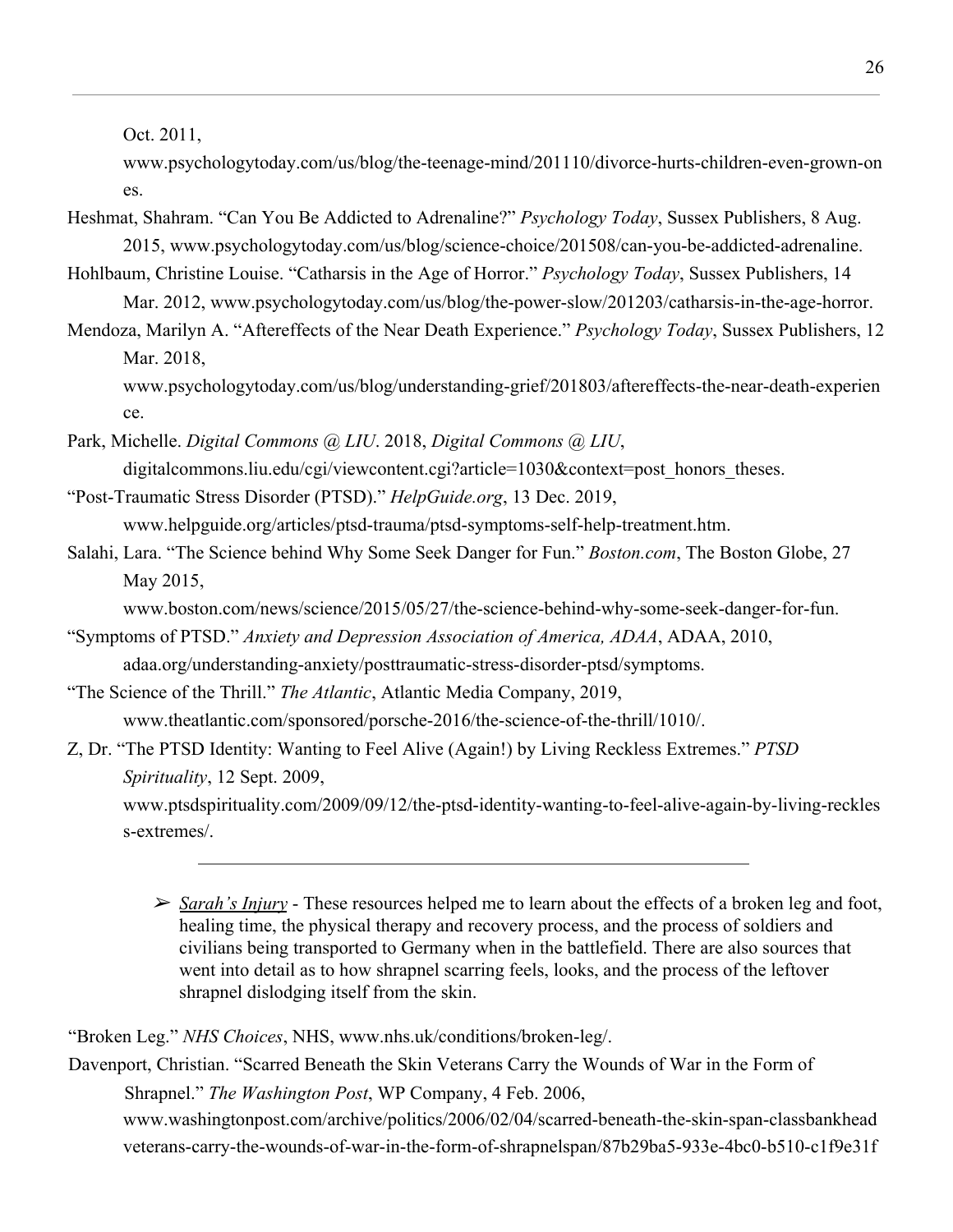Oct. 2011, www.psychologytoday.com/us/blog/the-teenage-mind/201110/divorce-hurts-children-even-grown-ones.

Heshmat, Shahram. "Can You Be Addicted to Adrenaline?" *Psychology Today*, Sussex Publishers, 8 Aug. 2015, www.psychologytoday.com/us/blog/science-choice/201508/can-you-be-addicted-adrenaline.

Hohlbaum, Christine Louise. "Catharsis in the Age of Horror." *Psychology Today*, Sussex Publishers, 14 Mar. 2012, www.psychologytoday.com/us/blog/the-power-slow/201203/catharsis-in-the-age-horror.

Mendoza, Marilyn A. "Aftereffects of the Near Death Experience." *Psychology Today*, Sussex Publishers, 12 Mar. 2018, www.psychologytoday.com/us/blog/understanding-grief/201803/aftereffects-the-near-death-experience.

Park, Michelle. *Digital Commons @ LIU*. 2018, *Digital Commons @ LIU*, digitalcommons.liu.edu/cgi/viewcontent.cgi?article=1030&context=post_honors_theses.

"Post-Traumatic Stress Disorder (PTSD)." *HelpGuide.org*, 13 Dec. 2019, www.helpguide.org/articles/ptsd-trauma/ptsd-symptoms-self-help-treatment.htm.

Salahi, Lara. "The Science behind Why Some Seek Danger for Fun." *Boston.com*, The Boston Globe, 27 May 2015, www.boston.com/news/science/2015/05/27/the-science-behind-why-some-seek-danger-for-fun.

"Symptoms of PTSD." *Anxiety and Depression Association of America, ADAA*, ADAA, 2010, adaa.org/understanding-anxiety/posttraumatic-stress-disorder-ptsd/symptoms.

"The Science of the Thrill." *The Atlantic*, Atlantic Media Company, 2019, www.theatlantic.com/sponsored/porsche-2016/the-science-of-the-thrill/1010/.

Z, Dr. "The PTSD Identity: Wanting to Feel Alive (Again!) by Living Reckless Extremes." *PTSD Spirituality*, 12 Sept. 2009, www.ptsdspirituality.com/2009/09/12/the-ptsd-identity-wanting-to-feel-alive-again-by-living-reckless-extremes/.

---

- ➢ *Sarah's Injury* - These resources helped me to learn about the effects of a broken leg and foot, healing time, the physical therapy and recovery process, and the process of soldiers and civilians being transported to Germany when in the battlefield. There are also sources that went into detail as to how shrapnel scarring feels, looks, and the process of the leftover shrapnel dislodging itself from the skin.

"Broken Leg." *NHS Choices*, NHS, www.nhs.uk/conditions/broken-leg/.

Davenport, Christian. "Scarred Beneath the Skin Veterans Carry the Wounds of War in the Form of Shrapnel." *The Washington Post*, WP Company, 4 Feb. 2006, www.washingtonpost.com/archive/politics/2006/02/04/scarred-beneath-the-skin-span-classbankhead veterans-carry-the-wounds-of-war-in-the-form-of-shrapnelspan/87b29ba5-933e-4bc0-b510-c1f9e31f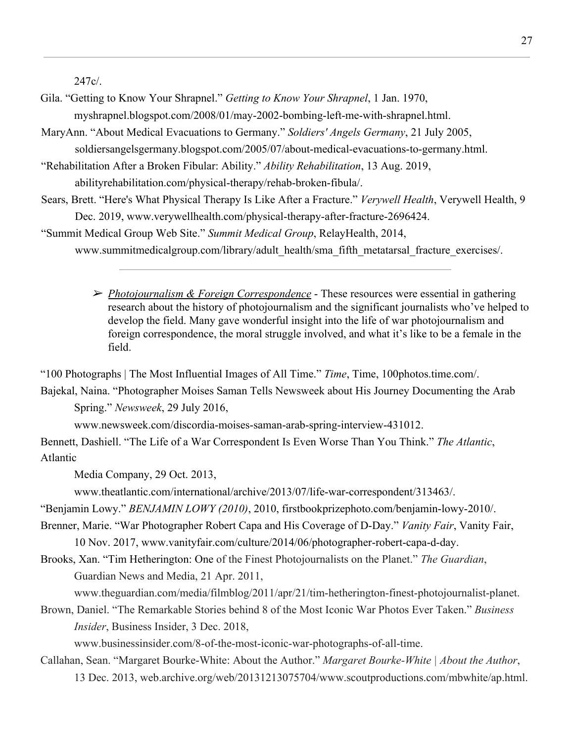247c/.

Gila. "Getting to Know Your Shrapnel." *Getting to Know Your Shrapnel*, 1 Jan. 1970, myshrapnel.blogspot.com/2008/01/may-2002-bombing-left-me-with-shrapnel.html.

MaryAnn. "About Medical Evacuations to Germany." *Soldiers' Angels Germany*, 21 July 2005, soldiersangelsgermany.blogspot.com/2005/07/about-medical-evacuations-to-germany.html.

"Rehabilitation After a Broken Fibular: Ability." *Ability Rehabilitation*, 13 Aug. 2019, abilityrehabilitation.com/physical-therapy/rehab-broken-fibula/.

Sears, Brett. "Here's What Physical Therapy Is Like After a Fracture." *Verywell Health*, Verywell Health, 9 Dec. 2019, www.verywellhealth.com/physical-therapy-after-fracture-2696424.

"Summit Medical Group Web Site." *Summit Medical Group*, RelayHealth, 2014, www.summitmedicalgroup.com/library/adult_health/sma_fifth_metatarsal_fracture_exercises/.

---

- ➢ *Photojournalism & Foreign Correspondence* - These resources were essential in gathering research about the history of photojournalism and the significant journalists who've helped to develop the field. Many gave wonderful insight into the life of war photojournalism and foreign correspondence, the moral struggle involved, and what it's like to be a female in the field.

"100 Photographs | The Most Influential Images of All Time." *Time*, Time, 100photos.time.com/.

Bajekal, Naina. "Photographer Moises Saman Tells Newsweek about His Journey Documenting the Arab Spring." *Newsweek*, 29 July 2016, www.newsweek.com/discordia-moises-saman-arab-spring-interview-431012.

Bennett, Dashiell. "The Life of a War Correspondent Is Even Worse Than You Think." *The Atlantic*, Atlantic Media Company, 29 Oct. 2013, www.theatlantic.com/international/archive/2013/07/life-war-correspondent/313463/.

"Benjamin Lowy." *BENJAMIN LOWY (2010)*, 2010, firstbookprizephoto.com/benjamin-lowy-2010/.

Brenner, Marie. "War Photographer Robert Capa and His Coverage of D-Day." *Vanity Fair*, Vanity Fair, 10 Nov. 2017, www.vanityfair.com/culture/2014/06/photographer-robert-capa-d-day.

Brooks, Xan. "Tim Hetherington: One of the Finest Photojournalists on the Planet." *The Guardian*, Guardian News and Media, 21 Apr. 2011, www.theguardian.com/media/filmblog/2011/apr/21/tim-hetherington-finest-photojournalist-planet.

Brown, Daniel. "The Remarkable Stories behind 8 of the Most Iconic War Photos Ever Taken." *Business Insider*, Business Insider, 3 Dec. 2018, www.businessinsider.com/8-of-the-most-iconic-war-photographs-of-all-time.

Callahan, Sean. "Margaret Bourke-White: About the Author." *Margaret Bourke-White | About the Author*, 13 Dec. 2013, web.archive.org/web/20131213075704/www.scoutproductions.com/mbwhite/ap.html.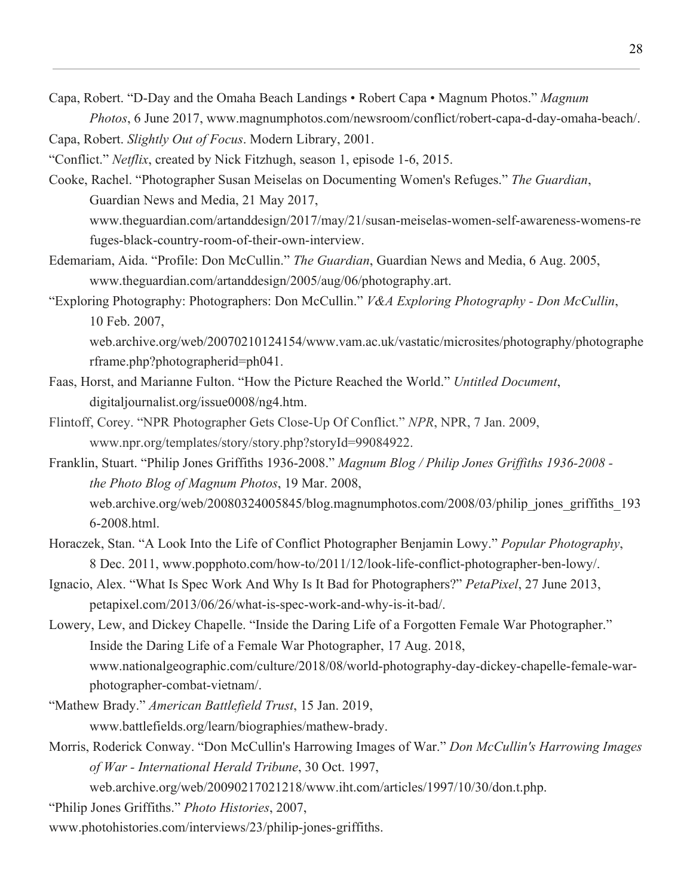Capa, Robert. "D-Day and the Omaha Beach Landings • Robert Capa • Magnum Photos." *Magnum Photos*, 6 June 2017, www.magnumphotos.com/newsroom/conflict/robert-capa-d-day-omaha-beach/.

Capa, Robert. *Slightly Out of Focus*. Modern Library, 2001.

"Conflict." *Netflix*, created by Nick Fitzhugh, season 1, episode 1-6, 2015.

Cooke, Rachel. "Photographer Susan Meiselas on Documenting Women's Refuges." *The Guardian*, Guardian News and Media, 21 May 2017, www.theguardian.com/artanddesign/2017/may/21/susan-meiselas-women-self-awareness-womens-refuges-black-country-room-of-their-own-interview.

Edemariam, Aida. "Profile: Don McCullin." *The Guardian*, Guardian News and Media, 6 Aug. 2005, www.theguardian.com/artanddesign/2005/aug/06/photography.art.

"Exploring Photography: Photographers: Don McCullin." *V&A Exploring Photography - Don McCullin*, 10 Feb. 2007, web.archive.org/web/20070210124154/www.vam.ac.uk/vastatic/microsites/photography/photographerframe.php?photographerid=ph041.

Faas, Horst, and Marianne Fulton. "How the Picture Reached the World." *Untitled Document*, digitaljournalist.org/issue0008/ng4.htm.

Flintoff, Corey. "NPR Photographer Gets Close-Up Of Conflict." *NPR*, NPR, 7 Jan. 2009, www.npr.org/templates/story/story.php?storyId=99084922.

Franklin, Stuart. "Philip Jones Griffiths 1936-2008." *Magnum Blog / Philip Jones Griffiths 1936-2008 - the Photo Blog of Magnum Photos*, 19 Mar. 2008, web.archive.org/web/20080324005845/blog.magnumphotos.com/2008/03/philip_jones_griffiths_1936-2008.html.

Horaczek, Stan. "A Look Into the Life of Conflict Photographer Benjamin Lowy." *Popular Photography*, 8 Dec. 2011, www.popphoto.com/how-to/2011/12/look-life-conflict-photographer-ben-lowy/.

Ignacio, Alex. "What Is Spec Work And Why Is It Bad for Photographers?" *PetaPixel*, 27 June 2013, petapixel.com/2013/06/26/what-is-spec-work-and-why-is-it-bad/.

Lowery, Lew, and Dickey Chapelle. "Inside the Daring Life of a Forgotten Female War Photographer." Inside the Daring Life of a Female War Photographer, 17 Aug. 2018, www.nationalgeographic.com/culture/2018/08/world-photography-day-dickey-chapelle-female-war-photographer-combat-vietnam/.

"Mathew Brady." *American Battlefield Trust*, 15 Jan. 2019, www.battlefields.org/learn/biographies/mathew-brady.

Morris, Roderick Conway. "Don McCullin's Harrowing Images of War." *Don McCullin's Harrowing Images of War - International Herald Tribune*, 30 Oct. 1997, web.archive.org/web/20090217021218/www.iht.com/articles/1997/10/30/don.t.php.

"Philip Jones Griffiths." *Photo Histories*, 2007, www.photohistories.com/interviews/23/philip-jones-griffiths.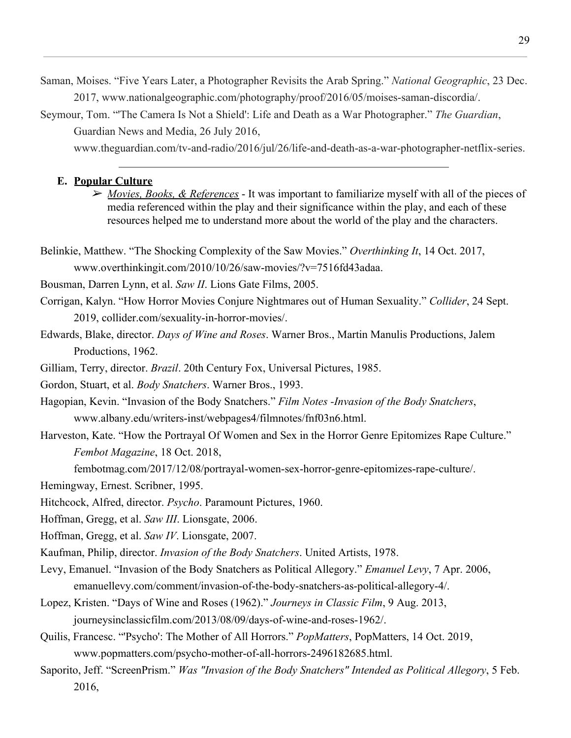Saman, Moises. “Five Years Later, a Photographer Revisits the Arab Spring.” *National Geographic*, 23 Dec. 2017, www.nationalgeographic.com/photography/proof/2016/05/moises-saman-discordia/.

Seymour, Tom. “'The Camera Is Not a Shield': Life and Death as a War Photographer.” *The Guardian*, Guardian News and Media, 26 July 2016, www.theguardian.com/tv-and-radio/2016/jul/26/life-and-death-as-a-war-photographer-netflix-series.

---

**E. Popular Culture**

➢ *Movies, Books, & References* - It was important to familiarize myself with all of the pieces of media referenced within the play and their significance within the play, and each of these resources helped me to understand more about the world of the play and the characters.

Belinkie, Matthew. “The Shocking Complexity of the Saw Movies.” *Overthinking It*, 14 Oct. 2017, www.overthinkingit.com/2010/10/26/saw-movies/?v=7516fd43adaa.

Bousman, Darren Lynn, et al. *Saw II*. Lions Gate Films, 2005.

Corrigan, Kalyn. “How Horror Movies Conjure Nightmares out of Human Sexuality.” *Collider*, 24 Sept. 2019, collider.com/sexuality-in-horror-movies/.

Edwards, Blake, director. *Days of Wine and Roses*. Warner Bros., Martin Manulis Productions, Jalem Productions, 1962.

Gilliam, Terry, director. *Brazil*. 20th Century Fox, Universal Pictures, 1985.

Gordon, Stuart, et al. *Body Snatchers*. Warner Bros., 1993.

Hagopian, Kevin. “Invasion of the Body Snatchers.” *Film Notes -Invasion of the Body Snatchers*, www.albany.edu/writers-inst/webpages4/filmnotes/fnf03n6.html.

Harveston, Kate. “How the Portrayal Of Women and Sex in the Horror Genre Epitomizes Rape Culture.” *Fembot Magazine*, 18 Oct. 2018, fembotmag.com/2017/12/08/portrayal-women-sex-horror-genre-epitomizes-rape-culture/.

Hemingway, Ernest. Scribner, 1995.

Hitchcock, Alfred, director. *Psycho*. Paramount Pictures, 1960.

Hoffman, Gregg, et al. *Saw III*. Lionsgate, 2006.

Hoffman, Gregg, et al. *Saw IV*. Lionsgate, 2007.

Kaufman, Philip, director. *Invasion of the Body Snatchers*. United Artists, 1978.

Levy, Emanuel. “Invasion of the Body Snatchers as Political Allegory.” *Emanuel Levy*, 7 Apr. 2006, emanuellevy.com/comment/invasion-of-the-body-snatchers-as-political-allegory-4/.

Lopez, Kristen. “Days of Wine and Roses (1962).” *Journeys in Classic Film*, 9 Aug. 2013, journeysinclassicfilm.com/2013/08/09/days-of-wine-and-roses-1962/.

Quilis, Francesc. “'Psycho': The Mother of All Horrors.” *PopMatters*, PopMatters, 14 Oct. 2019, www.popmatters.com/psycho-mother-of-all-horrors-2496182685.html.

Saporito, Jeff. “ScreenPrism.” *Was "Invasion of the Body Snatchers" Intended as Political Allegory*, 5 Feb. 2016,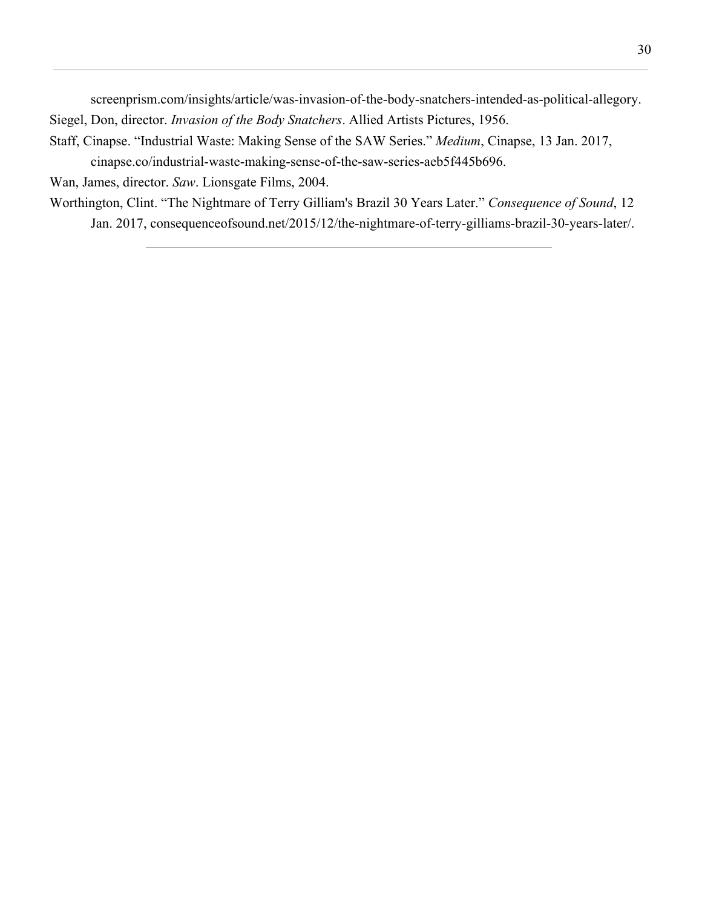screenprism.com/insights/article/was-invasion-of-the-body-snatchers-intended-as-political-allegory.

Siegel, Don, director. *Invasion of the Body Snatchers*. Allied Artists Pictures, 1956.

Staff, Cinapse. "Industrial Waste: Making Sense of the SAW Series." *Medium*, Cinapse, 13 Jan. 2017, cinapse.co/industrial-waste-making-sense-of-the-saw-series-aeb5f445b696.

Wan, James, director. *Saw*. Lionsgate Films, 2004.

Worthington, Clint. "The Nightmare of Terry Gilliam's Brazil 30 Years Later." *Consequence of Sound*, 12 Jan. 2017, consequenceofsound.net/2015/12/the-nightmare-of-terry-gilliams-brazil-30-years-later/.